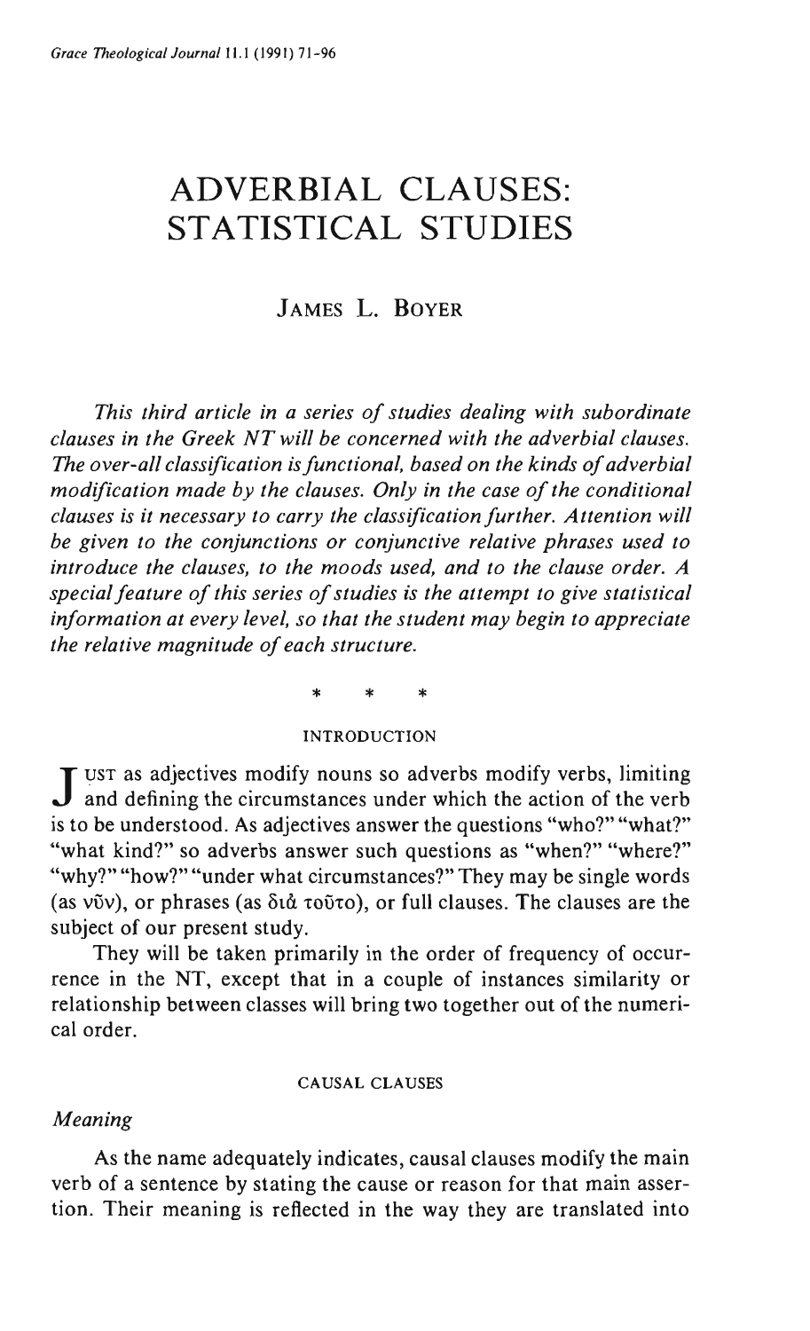# ADVERBIAL CLAUSES: STATISTICAL STUDIES

JAMES L. BOYER

*This third article in a series of studies dealing with subordinate clauses in the Greek NT will be concerned with the adverbial clauses. The over-all classification is functional, based on the kinds of adverbial modification made by the clauses. Only in the case of the conditional clauses is it necessary to carry the classification further. Attention will be given to the conjunctions or conjunctive relative phrases used to introduce the clauses, to the moods used, and to the clause order. A special feature of this series of studies is the attempt to give statistical information at every level, so that the student may begin to appreciate the relative magnitude of each structure.*

\* \* \*

## INTRODUCTION

Just as adjectives modify nouns so adverbs modify verbs, limiting and defining the circumstances under which the action of the verb is to be understood. As adjectives answer the questions "who?" "what?" "what kind?" so adverbs answer such questions as "when?" "where?" "why?" "how?" "under what circumstances?" They may be single words (as νῦν), or phrases (as διὰ τοῦτο), or full clauses. The clauses are the subject of our present study.

They will be taken primarily in the order of frequency of occurrence in the NT, except that in a couple of instances similarity or relationship between classes will bring two together out of the numerical order.

## CAUSAL CLAUSES

### *Meaning*

As the name adequately indicates, causal clauses modify the main verb of a sentence by stating the cause or reason for that main assertion. Their meaning is reflected in the way they are translated into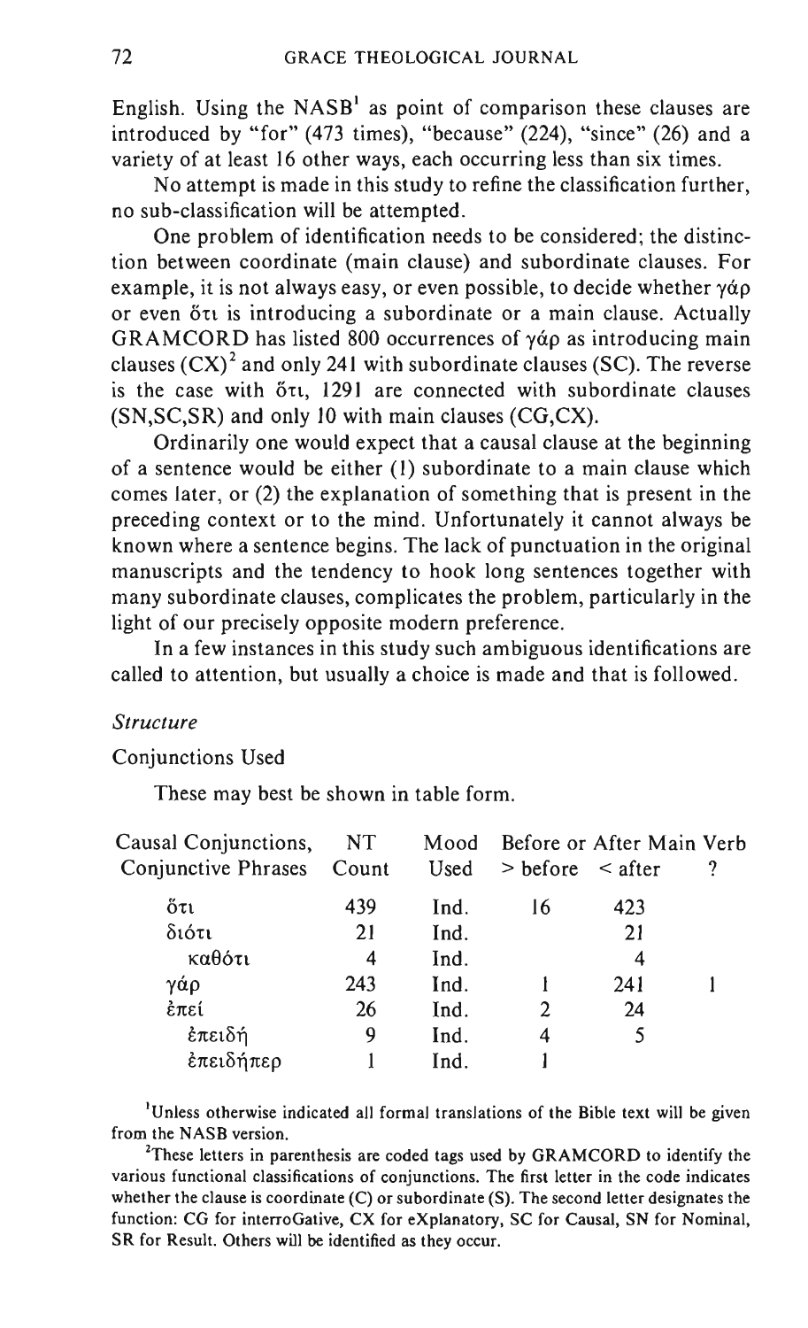English. Using the NASB[1] as point of comparison these clauses are introduced by "for" (473 times), "because" (224), "since" (26) and a variety of at least 16 other ways, each occurring less than six times.

No attempt is made in this study to refine the classification further, no sub-classification will be attempted.

One problem of identification needs to be considered; the distinction between coordinate (main clause) and subordinate clauses. For example, it is not always easy, or even possible, to decide whether γάρ or even ὅτι is introducing a subordinate or a main clause. Actually GRAMCORD has listed 800 occurrences of γάρ as introducing main clauses (CX)[2] and only 241 with subordinate clauses (SC). The reverse is the case with ὅτι, 1291 are connected with subordinate clauses (SN,SC,SR) and only 10 with main clauses (CG,CX).

Ordinarily one would expect that a causal clause at the beginning of a sentence would be either (1) subordinate to a main clause which comes later, or (2) the explanation of something that is present in the preceding context or to the mind. Unfortunately it cannot always be known where a sentence begins. The lack of punctuation in the original manuscripts and the tendency to hook long sentences together with many subordinate clauses, complicates the problem, particularly in the light of our precisely opposite modern preference.

In a few instances in this study such ambiguous identifications are called to attention, but usually a choice is made and that is followed.

*Structure*

Conjunctions Used

These may best be shown in table form.

| Causal Conjunctions, Conjunctive Phrases | NT Count | Mood Used | Before or After Main Verb > before | < after | ? |
|---|---|---|---|---|---|
| ὅτι | 439 | Ind. | 16 | 423 | |
| διότι | 21 | Ind. | | 21 | |
| καθότι | 4 | Ind. | | 4 | |
| γάρ | 243 | Ind. | 1 | 241 | 1 |
| ἐπεί | 26 | Ind. | 2 | 24 | |
| ἐπειδή | 9 | Ind. | 4 | 5 | |
| ἐπειδήπερ | 1 | Ind. | 1 | | |

[1] Unless otherwise indicated all formal translations of the Bible text will be given from the NASB version.

[2] These letters in parenthesis are coded tags used by GRAMCORD to identify the various functional classifications of conjunctions. The first letter in the code indicates whether the clause is coordinate (C) or subordinate (S). The second letter designates the function: CG for interroGative, CX for eXplanatory, SC for Causal, SN for Nominal, SR for Result. Others will be identified as they occur.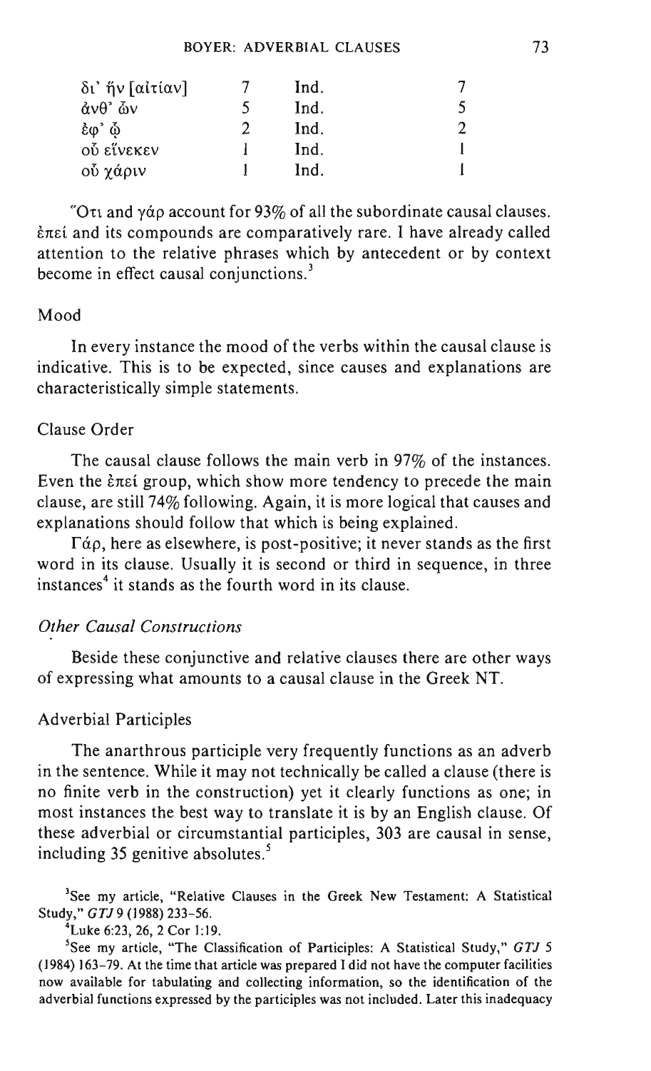| | | | |
|---|---|---|---|
| δι' ἣν [αἰτίαν] | 7 | Ind. | 7 |
| ἀνθ' ὧν | 5 | Ind. | 5 |
| ἐφ' ᾧ | 2 | Ind. | 2 |
| οὗ εἵνεκεν | 1 | Ind. | 1 |
| οὗ χάριν | 1 | Ind. | 1 |

Ὅτι and γάρ account for 93% of all the subordinate causal clauses. ἐπεί and its compounds are comparatively rare. I have already called attention to the relative phrases which by antecedent or by context become in effect causal conjunctions.[3]

### Mood

In every instance the mood of the verbs within the causal clause is indicative. This is to be expected, since causes and explanations are characteristically simple statements.

### Clause Order

The causal clause follows the main verb in 97% of the instances. Even the ἐπεί group, which show more tendency to precede the main clause, are still 74% following. Again, it is more logical that causes and explanations should follow that which is being explained.

Γάρ, here as elsewhere, is post-positive; it never stands as the first word in its clause. Usually it is second or third in sequence, in three instances[4] it stands as the fourth word in its clause.

## *Other Causal Constructions*

Beside these conjunctive and relative clauses there are other ways of expressing what amounts to a causal clause in the Greek NT.

### Adverbial Participles

The anarthrous participle very frequently functions as an adverb in the sentence. While it may not technically be called a clause (there is no finite verb in the construction) yet it clearly functions as one; in most instances the best way to translate it is by an English clause. Of these adverbial or circumstantial participles, 303 are causal in sense, including 35 genitive absolutes.[5]

[3]See my article, "Relative Clauses in the Greek New Testament: A Statistical Study," *GTJ* 9 (1988) 233-56.

[4]Luke 6:23, 26, 2 Cor 1:19.

[5]See my article, "The Classification of Participles: A Statistical Study," *GTJ* 5 (1984) 163-79. At the time that article was prepared I did not have the computer facilities now available for tabulating and collecting information, so the identification of the adverbial functions expressed by the participles was not included. Later this inadequacy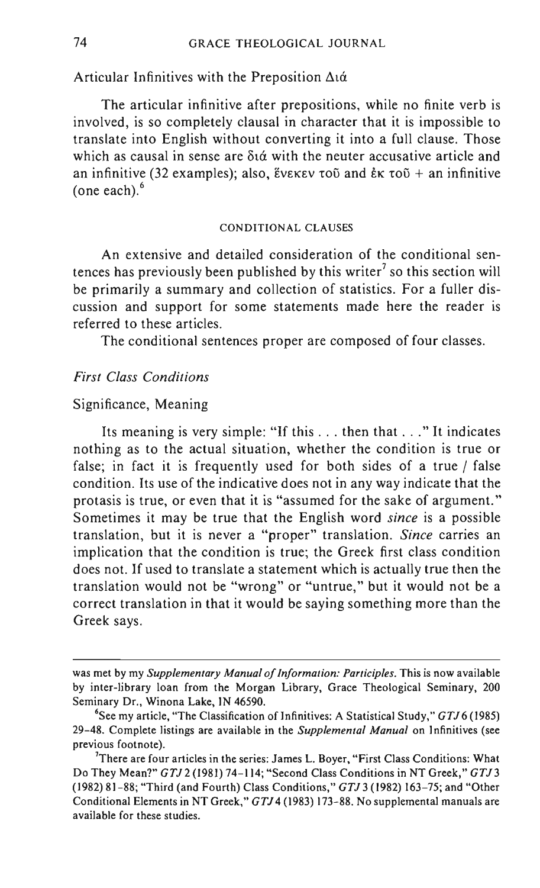Articular Infinitives with the Preposition Διά

The articular infinitive after prepositions, while no finite verb is involved, is so completely clausal in character that it is impossible to translate into English without converting it into a full clause. Those which as causal in sense are διά with the neuter accusative article and an infinitive (32 examples); also, ἕνεκεν τοῦ and ἐκ τοῦ + an infinitive (one each).[6]

## CONDITIONAL CLAUSES

An extensive and detailed consideration of the conditional sentences has previously been published by this writer[7] so this section will be primarily a summary and collection of statistics. For a fuller discussion and support for some statements made here the reader is referred to these articles.

The conditional sentences proper are composed of four classes.

### *First Class Conditions*

Significance, Meaning

Its meaning is very simple: "If this . . . then that . . ." It indicates nothing as to the actual situation, whether the condition is true or false; in fact it is frequently used for both sides of a true / false condition. Its use of the indicative does not in any way indicate that the protasis is true, or even that it is "assumed for the sake of argument." Sometimes it may be true that the English word *since* is a possible translation, but it is never a "proper" translation. *Since* carries an implication that the condition is true; the Greek first class condition does not. If used to translate a statement which is actually true then the translation would not be "wrong" or "untrue," but it would not be a correct translation in that it would be saying something more than the Greek says.

---

was met by my *Supplementary Manual of Information: Participles*. This is now available by inter-library loan from the Morgan Library, Grace Theological Seminary, 200 Seminary Dr., Winona Lake, IN 46590.

[6]See my article, "The Classification of Infinitives: A Statistical Study," *GTJ* 6 (1985) 29–48. Complete listings are available in the *Supplemental Manual* on Infinitives (see previous footnote).

[7]There are four articles in the series: James L. Boyer, "First Class Conditions: What Do They Mean?" *GTJ* 2 (1981) 74–114; "Second Class Conditions in NT Greek," *GTJ* 3 (1982) 81–88; "Third (and Fourth) Class Conditions," *GTJ* 3 (1982) 163–75; and "Other Conditional Elements in NT Greek," *GTJ* 4 (1983) 173–88. No supplemental manuals are available for these studies.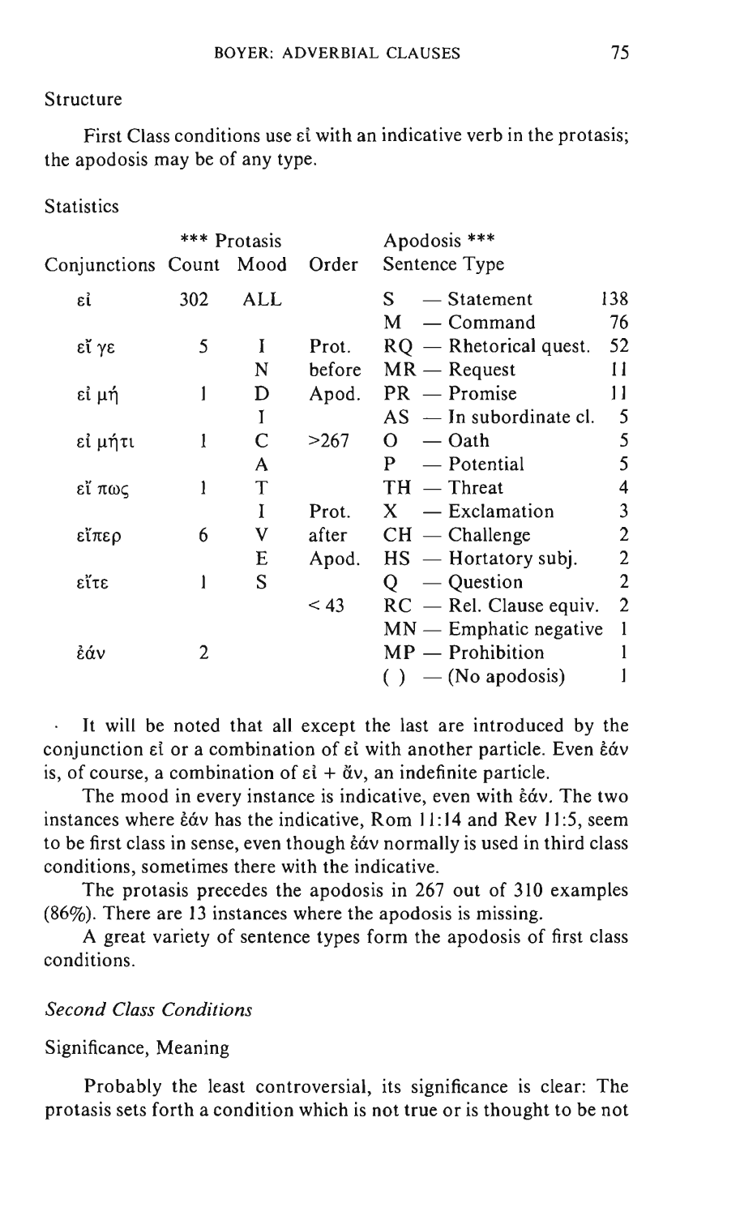Structure

First Class conditions use εἰ with an indicative verb in the protasis; the apodosis may be of any type.

Statistics

| *** Protasis | | | | Apodosis *** | |
|---|---|---|---|---|---|
| Conjunctions | Count | Mood | Order | Sentence Type | |
| εἰ | 302 | ALL | | S — Statement | 138 |
| | | | | M — Command | 76 |
| εἴ γε | 5 | I | Prot. | RQ — Rhetorical quest. | 52 |
| | | N | before | MR — Request | 11 |
| εἰ μή | 1 | D | Apod. | PR — Promise | 11 |
| | | I | | AS — In subordinate cl. | 5 |
| εἰ μήτι | 1 | C | >267 | O — Oath | 5 |
| | | A | | P — Potential | 5 |
| εἴ πως | 1 | T | | TH — Threat | 4 |
| | | I | Prot. | X — Exclamation | 3 |
| εἴπερ | 6 | V | after | CH — Challenge | 2 |
| | | E | Apod. | HS — Hortatory subj. | 2 |
| εἴτε | 1 | S | | Q — Question | 2 |
| | | | < 43 | RC — Rel. Clause equiv. | 2 |
| | | | | MN — Emphatic negative | 1 |
| ἐάν | 2 | | | MP — Prohibition | 1 |
| | | | | ( ) — (No apodosis) | 1 |

It will be noted that all except the last are introduced by the conjunction εἰ or a combination of εἰ with another particle. Even ἐάν is, of course, a combination of εἰ + ἄν, an indefinite particle.

The mood in every instance is indicative, even with ἐάν. The two instances where ἐάν has the indicative, Rom 11:14 and Rev 11:5, seem to be first class in sense, even though ἐάν normally is used in third class conditions, sometimes there with the indicative.

The protasis precedes the apodosis in 267 out of 310 examples (86%). There are 13 instances where the apodosis is missing.

A great variety of sentence types form the apodosis of first class conditions.

### *Second Class Conditions*

Significance, Meaning

Probably the least controversial, its significance is clear: The protasis sets forth a condition which is not true or is thought to be not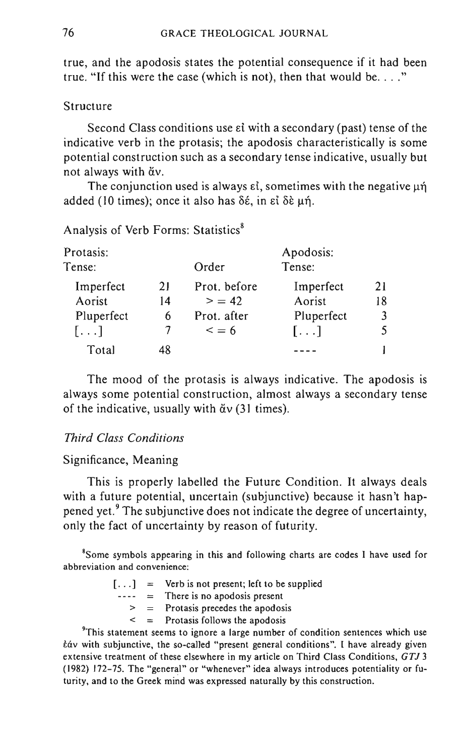true, and the apodosis states the potential consequence if it had been true. "If this were the case (which is not), then that would be. . . ."

Structure

Second Class conditions use εἰ with a secondary (past) tense of the indicative verb in the protasis; the apodosis characteristically is some potential construction such as a secondary tense indicative, usually but not always with ἄν.

The conjunction used is always εἰ, sometimes with the negative μή added (10 times); once it also has δέ, in εἰ δὲ μή.

Analysis of Verb Forms: Statistics[8]

| Protasis: Tense: | | Order | Apodosis: Tense: | |
|---|---|---|---|---|
| Imperfect | 21 | Prot. before | Imperfect | 21 |
| Aorist | 14 | > = 42 | Aorist | 18 |
| Pluperfect | 6 | Prot. after | Pluperfect | 3 |
| [. . .] | 7 | < = 6 | [. . .] | 5 |
| Total | 48 | | ---- | 1 |

The mood of the protasis is always indicative. The apodosis is always some potential construction, almost always a secondary tense of the indicative, usually with ἄν (31 times).

### *Third Class Conditions*

Significance, Meaning

This is properly labelled the Future Condition. It always deals with a future potential, uncertain (subjunctive) because it hasn't happened yet.[9] The subjunctive does not indicate the degree of uncertainty, only the fact of uncertainty by reason of futurity.

[8]Some symbols appearing in this and following charts are codes I have used for abbreviation and convenience:

- [. . .] = Verb is not present; left to be supplied
- ---- = There is no apodosis present
- \> = Protasis precedes the apodosis
- < = Protasis follows the apodosis

[9]This statement seems to ignore a large number of condition sentences which use ἐάν with subjunctive, the so-called "present general conditions". I have already given extensive treatment of these elsewhere in my article on Third Class Conditions, *GTJ* 3 (1982) 172–75. The "general" or "whenever" idea always introduces potentiality or futurity, and to the Greek mind was expressed naturally by this construction.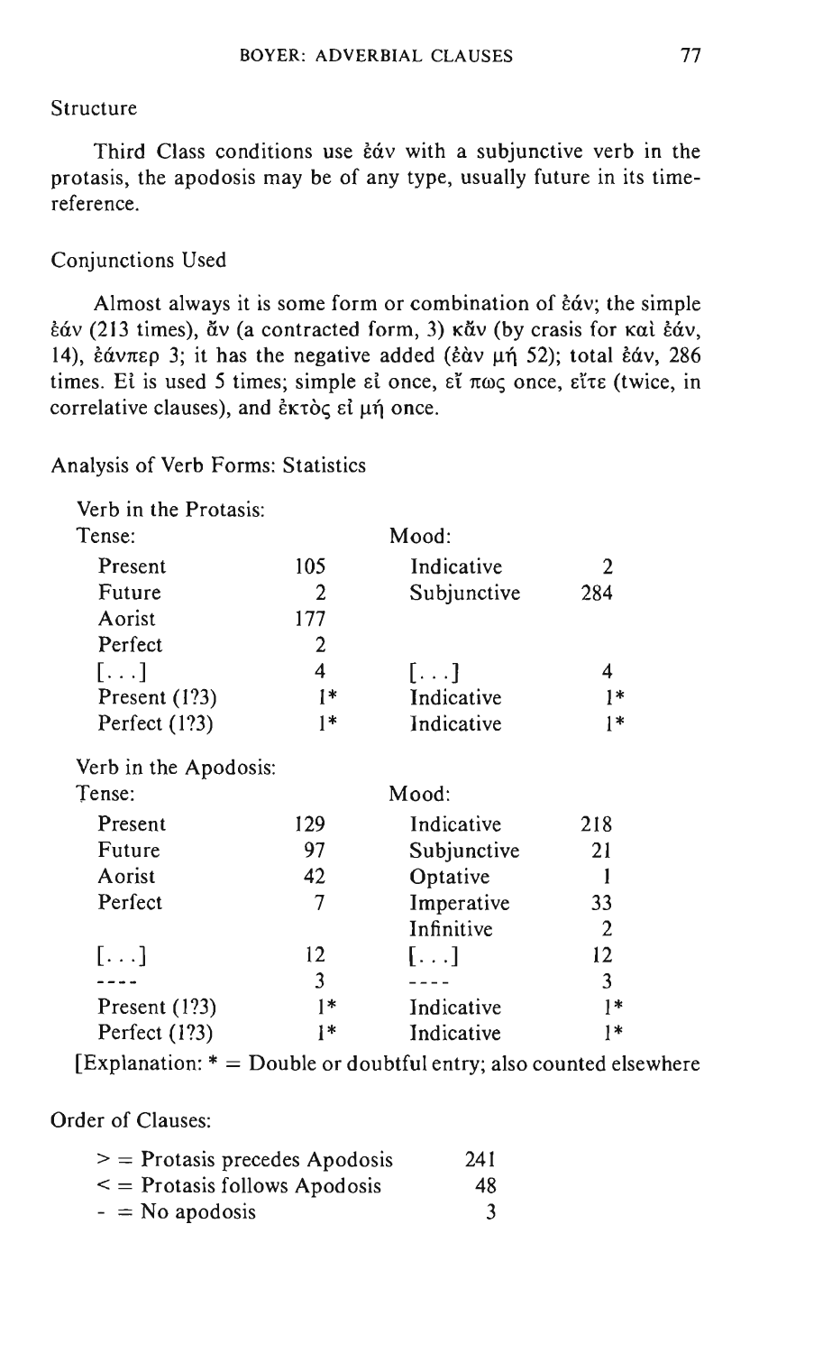Structure

Third Class conditions use ἐάν with a subjunctive verb in the protasis, the apodosis may be of any type, usually future in its time-reference.

Conjunctions Used

Almost always it is some form or combination of ἐάν; the simple ἐάν (213 times), ἄν (a contracted form, 3) κἄν (by crasis for καὶ ἐάν, 14), ἐάνπερ 3; it has the negative added (ἐὰν μή 52); total ἐάν, 286 times. Εἰ is used 5 times; simple εἰ once, εἴ πως once, εἴτε (twice, in correlative clauses), and ἐκτὸς εἰ μή once.

Analysis of Verb Forms: Statistics

Verb in the Protasis:

| Tense: | | Mood: | |
|---|---|---|---|
| Present | 105 | Indicative | 2 |
| Future | 2 | Subjunctive | 284 |
| Aorist | 177 | | |
| Perfect | 2 | | |
| [. . .] | 4 | [. . .] | 4 |
| Present (1?3) | 1* | Indicative | 1* |
| Perfect (1?3) | 1* | Indicative | 1* |

Verb in the Apodosis:

| Tense: | | Mood: | |
|---|---|---|---|
| Present | 129 | Indicative | 218 |
| Future | 97 | Subjunctive | 21 |
| Aorist | 42 | Optative | 1 |
| Perfect | 7 | Imperative | 33 |
| | | Infinitive | 2 |
| [. . .] | 12 | [. . .] | 12 |
| ---- | 3 | ---- | 3 |
| Present (1?3) | 1* | Indicative | 1* |
| Perfect (1?3) | 1* | Indicative | 1* |

[Explanation: * = Double or doubtful entry; also counted elsewhere

Order of Clauses:

| | |
|---|---|
| > = Protasis precedes Apodosis | 241 |
| < = Protasis follows Apodosis | 48 |
| - = No apodosis | 3 |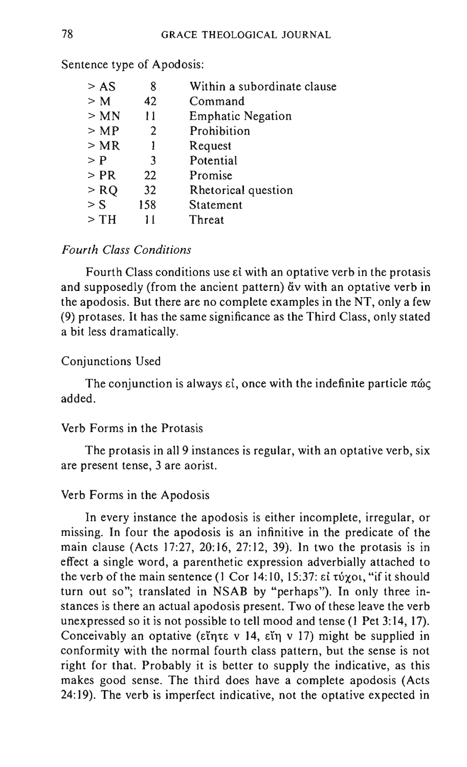Sentence type of Apodosis:

| | | |
|---|---|---|
| > AS | 8 | Within a subordinate clause |
| > M | 42 | Command |
| > MN | 11 | Emphatic Negation |
| > MP | 2 | Prohibition |
| > MR | 1 | Request |
| > P | 3 | Potential |
| > PR | 22 | Promise |
| > RQ | 32 | Rhetorical question |
| > S | 158 | Statement |
| > TH | 11 | Threat |

### *Fourth Class Conditions*

Fourth Class conditions use εἰ with an optative verb in the protasis and supposedly (from the ancient pattern) ἄν with an optative verb in the apodosis. But there are no complete examples in the NT, only a few (9) protases. It has the same significance as the Third Class, only stated a bit less dramatically.

#### Conjunctions Used

The conjunction is always εἰ, once with the indefinite particle πώς added.

#### Verb Forms in the Protasis

The protasis in all 9 instances is regular, with an optative verb, six are present tense, 3 are aorist.

#### Verb Forms in the Apodosis

In every instance the apodosis is either incomplete, irregular, or missing. In four the apodosis is an infinitive in the predicate of the main clause (Acts 17:27, 20:16, 27:12, 39). In two the protasis is in effect a single word, a parenthetic expression adverbially attached to the verb of the main sentence (1 Cor 14:10, 15:37: εἰ τύχοι, "if it should turn out so"; translated in NSAB by "perhaps"). In only three instances is there an actual apodosis present. Two of these leave the verb unexpressed so it is not possible to tell mood and tense (1 Pet 3:14, 17). Conceivably an optative (εἴητε v 14, εἴη v 17) might be supplied in conformity with the normal fourth class pattern, but the sense is not right for that. Probably it is better to supply the indicative, as this makes good sense. The third does have a complete apodosis (Acts 24:19). The verb is imperfect indicative, not the optative expected in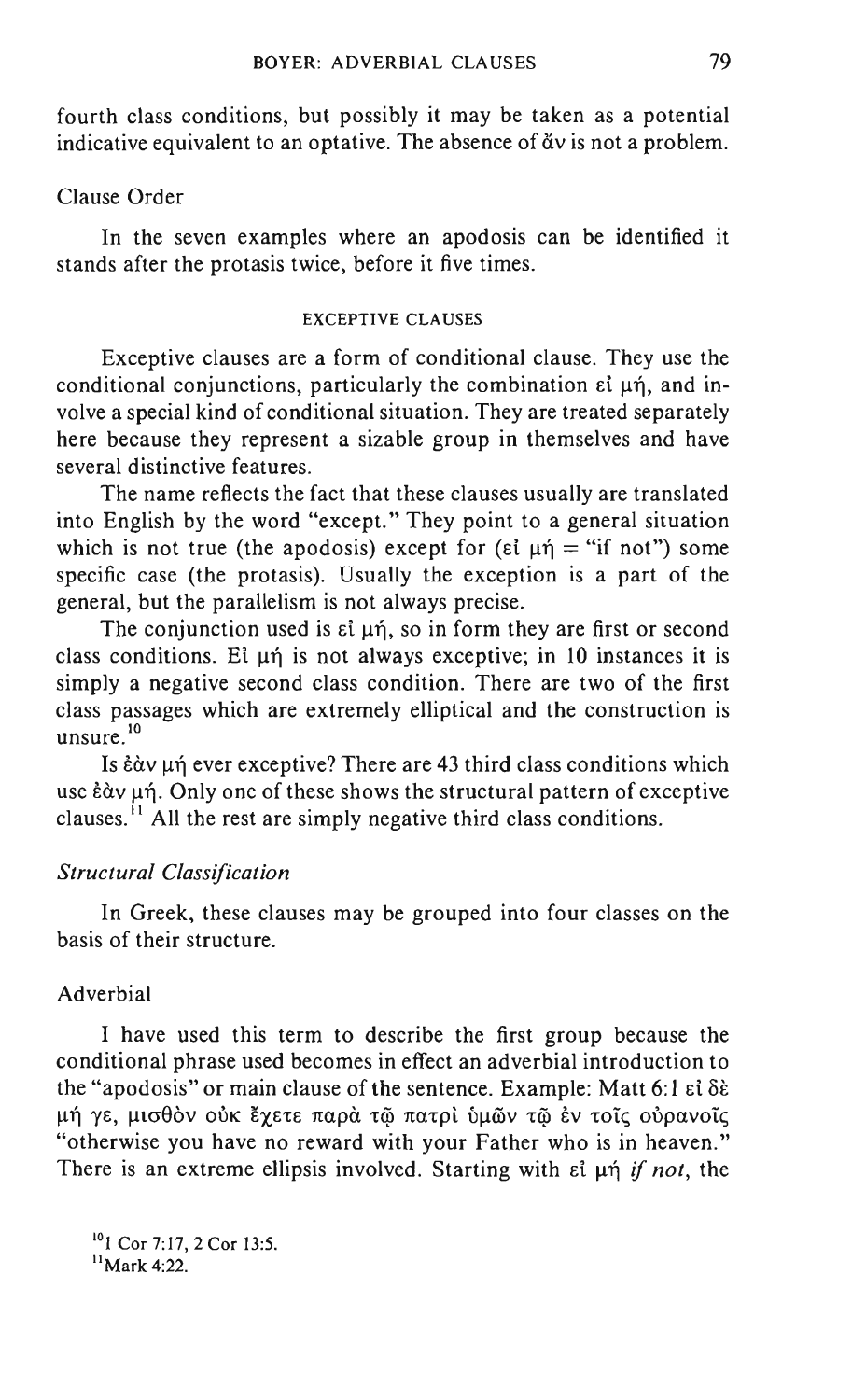fourth class conditions, but possibly it may be taken as a potential indicative equivalent to an optative. The absence of ἄν is not a problem.

Clause Order

In the seven examples where an apodosis can be identified it stands after the protasis twice, before it five times.

## EXCEPTIVE CLAUSES

Exceptive clauses are a form of conditional clause. They use the conditional conjunctions, particularly the combination εἰ μή, and involve a special kind of conditional situation. They are treated separately here because they represent a sizable group in themselves and have several distinctive features.

The name reflects the fact that these clauses usually are translated into English by the word "except." They point to a general situation which is not true (the apodosis) except for (εἰ μή = "if not") some specific case (the protasis). Usually the exception is a part of the general, but the parallelism is not always precise.

The conjunction used is εἰ μή, so in form they are first or second class conditions. Εἰ μή is not always exceptive; in 10 instances it is simply a negative second class condition. There are two of the first class passages which are extremely elliptical and the construction is unsure.[10]

Is ἐὰν μή ever exceptive? There are 43 third class conditions which use ἐὰν μή. Only one of these shows the structural pattern of exceptive clauses.[11] All the rest are simply negative third class conditions.

### *Structural Classification*

In Greek, these clauses may be grouped into four classes on the basis of their structure.

Adverbial

I have used this term to describe the first group because the conditional phrase used becomes in effect an adverbial introduction to the "apodosis" or main clause of the sentence. Example: Matt 6:1 εἰ δὲ μή γε, μισθὸν οὐκ ἔχετε παρὰ τῷ πατρὶ ὑμῶν τῷ ἐν τοῖς οὐρανοῖς "otherwise you have no reward with your Father who is in heaven." There is an extreme ellipsis involved. Starting with εἰ μή *if not*, the

[10] 1 Cor 7:17, 2 Cor 13:5.

[11] Mark 4:22.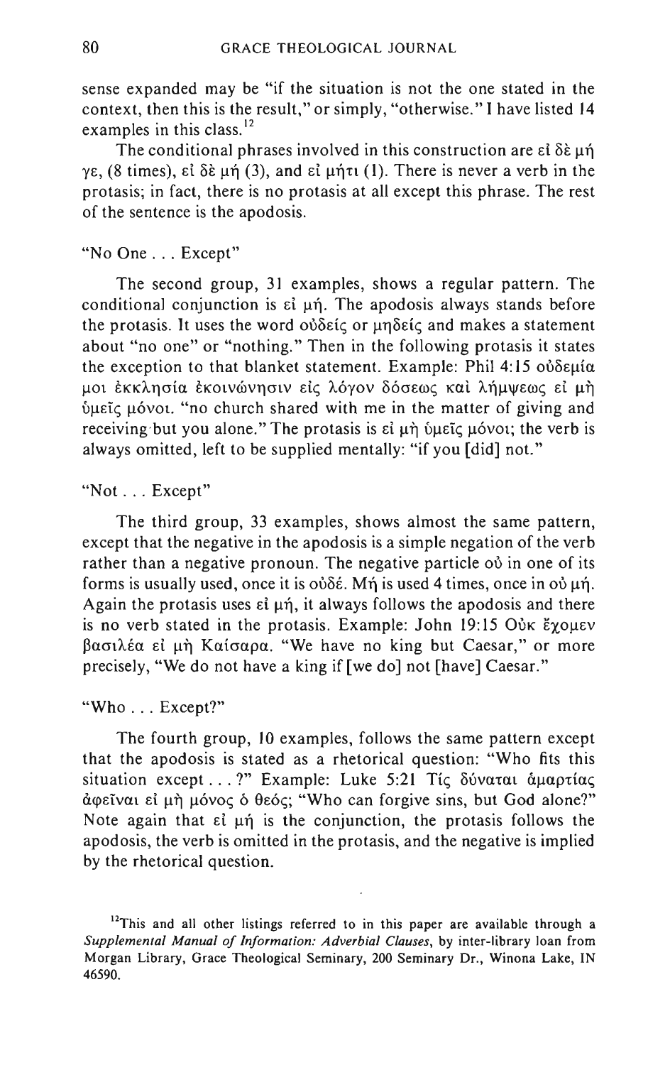sense expanded may be "if the situation is not the one stated in the context, then this is the result," or simply, "otherwise." I have listed 14 examples in this class.[12]

The conditional phrases involved in this construction are εἰ δὲ μή γε, (8 times), εἰ δὲ μή (3), and εἰ μήτι (1). There is never a verb in the protasis; in fact, there is no protasis at all except this phrase. The rest of the sentence is the apodosis.

### "No One . . . Except"

The second group, 31 examples, shows a regular pattern. The conditional conjunction is εἰ μή. The apodosis always stands before the protasis. It uses the word οὐδείς or μηδείς and makes a statement about "no one" or "nothing." Then in the following protasis it states the exception to that blanket statement. Example: Phil 4:15 οὐδεμία μοι ἐκκλησία ἐκοινώνησιν εἰς λόγον δόσεως καὶ λήμψεως εἰ μὴ ὑμεῖς μόνοι. "no church shared with me in the matter of giving and receiving but you alone." The protasis is εἰ μὴ ὑμεῖς μόνοι; the verb is always omitted, left to be supplied mentally: "if you [did] not."

### "Not . . . Except"

The third group, 33 examples, shows almost the same pattern, except that the negative in the apodosis is a simple negation of the verb rather than a negative pronoun. The negative particle οὐ in one of its forms is usually used, once it is οὐδέ. Μή is used 4 times, once in οὐ μή. Again the protasis uses εἰ μή, it always follows the apodosis and there is no verb stated in the protasis. Example: John 19:15 Οὐκ ἔχομεν βασιλέα εἰ μὴ Καίσαρα. "We have no king but Caesar," or more precisely, "We do not have a king if [we do] not [have] Caesar."

### "Who . . . Except?"

The fourth group, 10 examples, follows the same pattern except that the apodosis is stated as a rhetorical question: "Who fits this situation except . . . ?" Example: Luke 5:21 Τίς δύναται ἁμαρτίας ἀφεῖναι εἰ μὴ μόνος ὁ θεός; "Who can forgive sins, but God alone?" Note again that εἰ μή is the conjunction, the protasis follows the apodosis, the verb is omitted in the protasis, and the negative is implied by the rhetorical question.

[12]This and all other listings referred to in this paper are available through a *Supplemental Manual of Information: Adverbial Clauses*, by inter-library loan from Morgan Library, Grace Theological Seminary, 200 Seminary Dr., Winona Lake, IN 46590.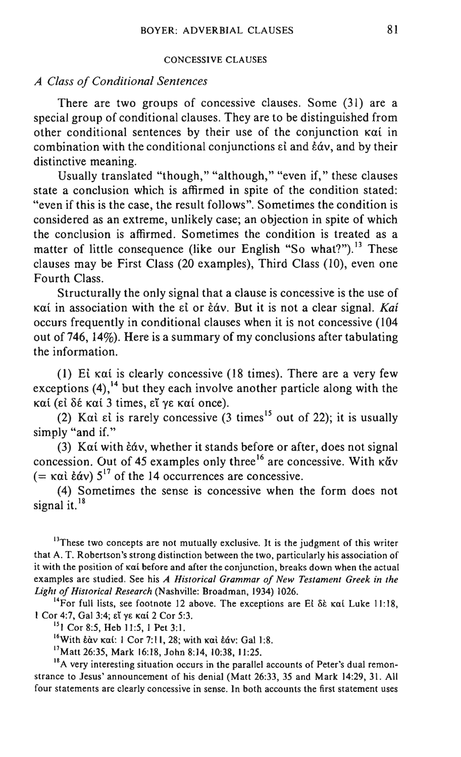## CONCESSIVE CLAUSES

### *A Class of Conditional Sentences*

There are two groups of concessive clauses. Some (31) are a special group of conditional clauses. They are to be distinguished from other conditional sentences by their use of the conjunction καί in combination with the conditional conjunctions εἰ and ἐάν, and by their distinctive meaning.

Usually translated "though," "although," "even if," these clauses state a conclusion which is affirmed in spite of the condition stated: "even if this is the case, the result follows". Sometimes the condition is considered as an extreme, unlikely case; an objection in spite of which the conclusion is affirmed. Sometimes the condition is treated as a matter of little consequence (like our English "So what?").[13] These clauses may be First Class (20 examples), Third Class (10), even one Fourth Class.

Structurally the only signal that a clause is concessive is the use of καί in association with the εἰ or ἐάν. But it is not a clear signal. *Kaí* occurs frequently in conditional clauses when it is not concessive (104 out of 746, 14%). Here is a summary of my conclusions after tabulating the information.

(1) Εἰ καί is clearly concessive (18 times). There are a very few exceptions (4),[14] but they each involve another particle along with the καί (εἰ δέ καί 3 times, εἴ γε καί once).

(2) Καὶ εἰ is rarely concessive (3 times[15] out of 22); it is usually simply "and if."

(3) Καί with ἐάν, whether it stands before or after, does not signal concession. Out of 45 examples only three[16] are concessive. With κἄν (= καὶ ἐάν) 5[17] of the 14 occurrences are concessive.

(4) Sometimes the sense is concessive when the form does not signal it.[18]

[13] These two concepts are not mutually exclusive. It is the judgment of this writer that A. T. Robertson's strong distinction between the two, particularly his association of it with the position of καί before and after the conjunction, breaks down when the actual examples are studied. See his *A Historical Grammar of New Testament Greek in the Light of Historical Research* (Nashville: Broadman, 1934) 1026.

[14] For full lists, see footnote 12 above. The exceptions are Εἰ δὲ καί Luke 11:18, 1 Cor 4:7, Gal 3:4; εἴ γε καί 2 Cor 5:3.

[15] 1 Cor 8:5, Heb 11:5, 1 Pet 3:1.

[16] With ἐὰν καί: 1 Cor 7:11, 28; with καὶ ἐάν: Gal 1:8.

[17] Matt 26:35, Mark 16:18, John 8:14, 10:38, 11:25.

[18] A very interesting situation occurs in the parallel accounts of Peter's dual remonstrance to Jesus' announcement of his denial (Matt 26:33, 35 and Mark 14:29, 31. All four statements are clearly concessive in sense. In both accounts the first statement uses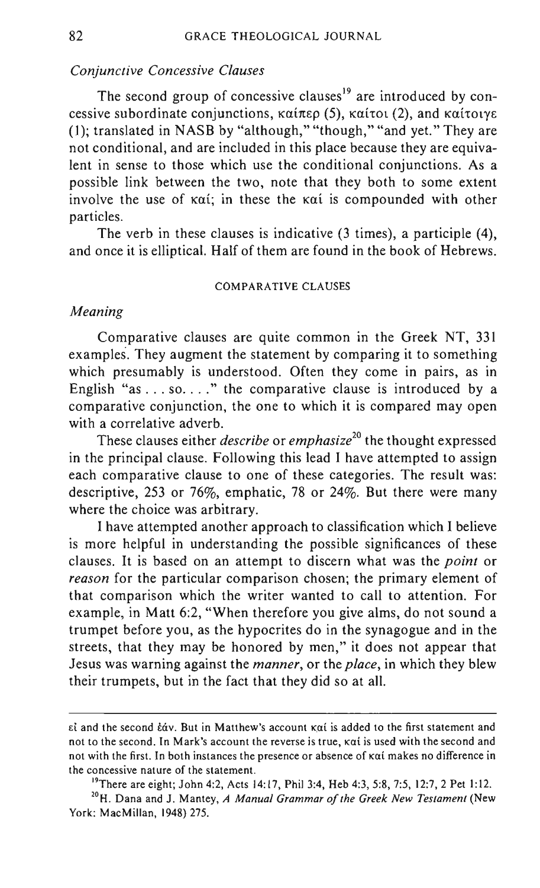*Conjunctive Concessive Clauses*

The second group of concessive clauses[19] are introduced by concessive subordinate conjunctions, καίπερ (5), καίτοι (2), and καίτοιγε (1); translated in NASB by "although," "though," "and yet." They are not conditional, and are included in this place because they are equivalent in sense to those which use the conditional conjunctions. As a possible link between the two, note that they both to some extent involve the use of καί; in these the καί is compounded with other particles.

The verb in these clauses is indicative (3 times), a participle (4), and once it is elliptical. Half of them are found in the book of Hebrews.

## COMPARATIVE CLAUSES

*Meaning*

Comparative clauses are quite common in the Greek NT, 331 examples. They augment the statement by comparing it to something which presumably is understood. Often they come in pairs, as in English "as . . . so. . . ." the comparative clause is introduced by a comparative conjunction, the one to which it is compared may open with a correlative adverb.

These clauses either *describe* or *emphasize*[20] the thought expressed in the principal clause. Following this lead I have attempted to assign each comparative clause to one of these categories. The result was: descriptive, 253 or 76%, emphatic, 78 or 24%. But there were many where the choice was arbitrary.

I have attempted another approach to classification which I believe is more helpful in understanding the possible significances of these clauses. It is based on an attempt to discern what was the *point* or *reason* for the particular comparison chosen; the primary element of that comparison which the writer wanted to call to attention. For example, in Matt 6:2, "When therefore you give alms, do not sound a trumpet before you, as the hypocrites do in the synagogue and in the streets, that they may be honored by men," it does not appear that Jesus was warning against the *manner*, or the *place*, in which they blew their trumpets, but in the fact that they did so at all.

---

εἰ and the second ἐάν. But in Matthew's account καί is added to the first statement and not to the second. In Mark's account the reverse is true, καί is used with the second and not with the first. In both instances the presence or absence of καί makes no difference in the concessive nature of the statement.

[19] There are eight; John 4:2, Acts 14:17, Phil 3:4, Heb 4:3, 5:8, 7:5, 12:7, 2 Pet 1:12.

[20] H. Dana and J. Mantey, *A Manual Grammar of the Greek New Testament* (New York: MacMillan, 1948) 275.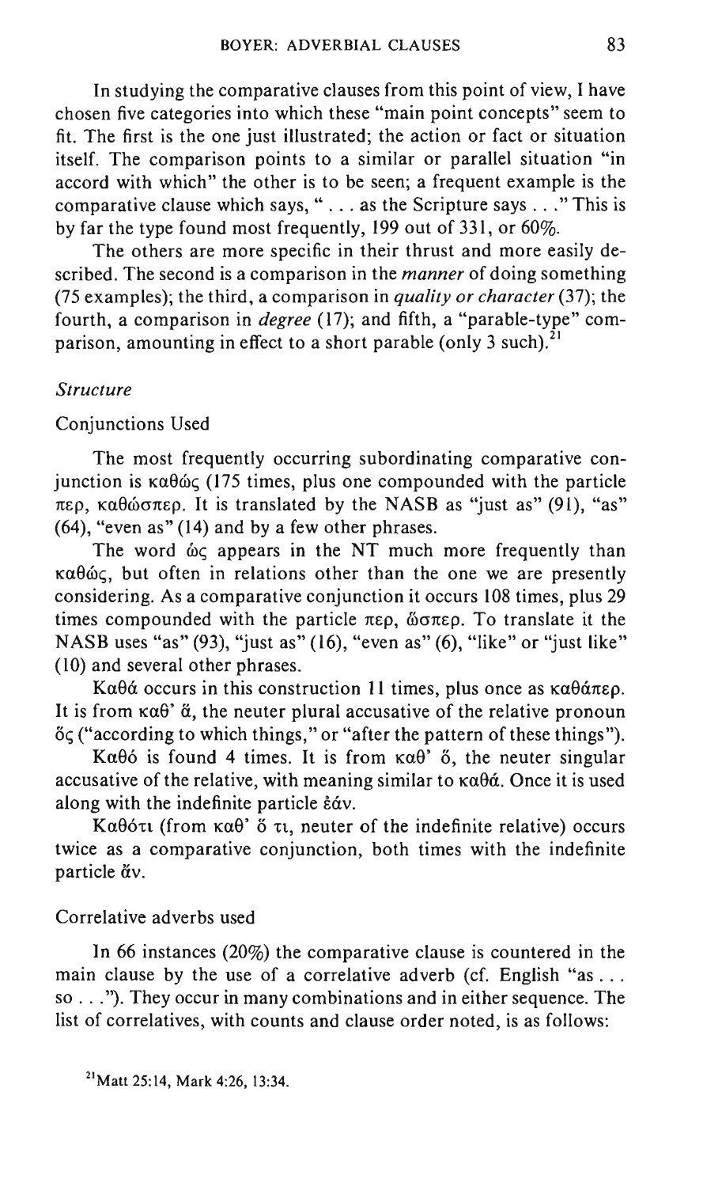In studying the comparative clauses from this point of view, I have chosen five categories into which these "main point concepts" seem to fit. The first is the one just illustrated; the action or fact or situation itself. The comparison points to a similar or parallel situation "in accord with which" the other is to be seen; a frequent example is the comparative clause which says, " . . . as the Scripture says . . ." This is by far the type found most frequently, 199 out of 331, or 60%.

The others are more specific in their thrust and more easily described. The second is a comparison in the *manner* of doing something (75 examples); the third, a comparison in *quality or character* (37); the fourth, a comparison in *degree* (17); and fifth, a "parable-type" comparison, amounting in effect to a short parable (only 3 such).[21]

### *Structure*

#### Conjunctions Used

The most frequently occurring subordinating comparative conjunction is καθώς (175 times, plus one compounded with the particle περ, καθώσπερ. It is translated by the NASB as "just as" (91), "as" (64), "even as" (14) and by a few other phrases.

The word ὡς appears in the NT much more frequently than καθώς, but often in relations other than the one we are presently considering. As a comparative conjunction it occurs 108 times, plus 29 times compounded with the particle περ, ὥσπερ. To translate it the NASB uses "as" (93), "just as" (16), "even as" (6), "like" or "just like" (10) and several other phrases.

Καθά occurs in this construction 11 times, plus once as καθάπερ. It is from καθ' ἅ, the neuter plural accusative of the relative pronoun ὅς ("according to which things," or "after the pattern of these things").

Καθό is found 4 times. It is from καθ' ὅ, the neuter singular accusative of the relative, with meaning similar to καθά. Once it is used along with the indefinite particle ἐάν.

Καθότι (from καθ' ὅ τι, neuter of the indefinite relative) occurs twice as a comparative conjunction, both times with the indefinite particle ἄν.

#### Correlative adverbs used

In 66 instances (20%) the comparative clause is countered in the main clause by the use of a correlative adverb (cf. English "as . . . so . . ."). They occur in many combinations and in either sequence. The list of correlatives, with counts and clause order noted, is as follows:

[21] Matt 25:14, Mark 4:26, 13:34.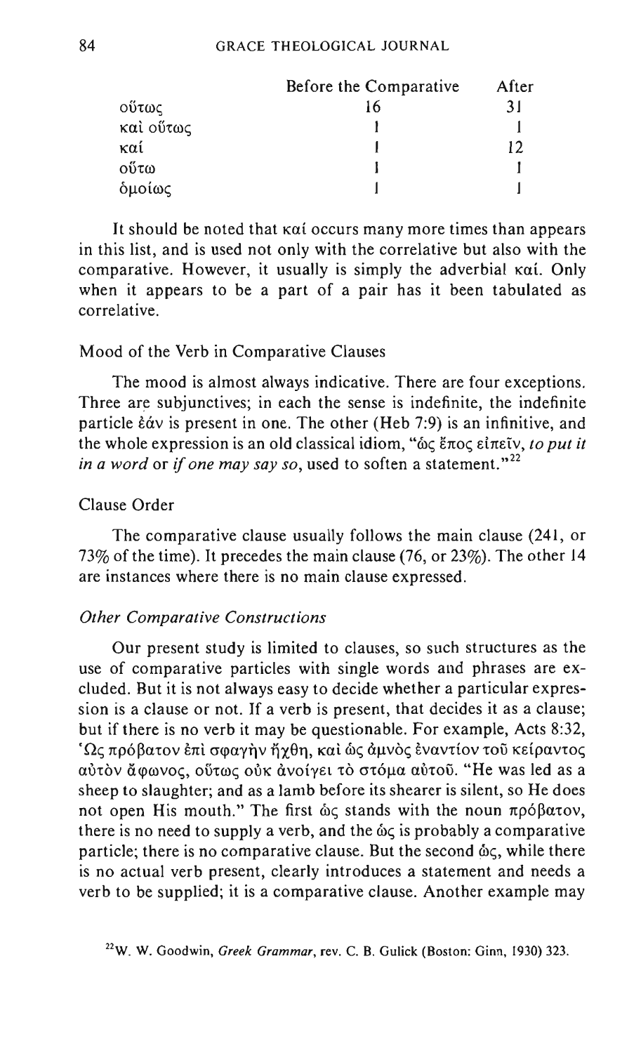| | Before the Comparative | After |
|---|---|---|
| οὕτως | 16 | 31 |
| καὶ οὕτως | 1 | 1 |
| καί | 1 | 12 |
| οὕτω | 1 | 1 |
| ὁμοίως | 1 | 1 |

It should be noted that καί occurs many more times than appears in this list, and is used not only with the correlative but also with the comparative. However, it usually is simply the adverbial καί. Only when it appears to be a part of a pair has it been tabulated as correlative.

### Mood of the Verb in Comparative Clauses

The mood is almost always indicative. There are four exceptions. Three are subjunctives; in each the sense is indefinite, the indefinite particle ἐάν is present in one. The other (Heb 7:9) is an infinitive, and the whole expression is an old classical idiom, "ὡς ἔπος εἰπεῖν, *to put it in a word* or *if one may say so*, used to soften a statement."[22]

### Clause Order

The comparative clause usually follows the main clause (241, or 73% of the time). It precedes the main clause (76, or 23%). The other 14 are instances where there is no main clause expressed.

### *Other Comparative Constructions*

Our present study is limited to clauses, so such structures as the use of comparative particles with single words and phrases are excluded. But it is not always easy to decide whether a particular expression is a clause or not. If a verb is present, that decides it as a clause; but if there is no verb it may be questionable. For example, Acts 8:32, Ὡς πρόβατον ἐπὶ σφαγὴν ἤχθη, καὶ ὡς ἀμνὸς ἐναντίον τοῦ κείραντος αὐτὸν ἄφωνος, οὕτως οὐκ ἀνοίγει τὸ στόμα αὐτοῦ. "He was led as a sheep to slaughter; and as a lamb before its shearer is silent, so He does not open His mouth." The first ὡς stands with the noun πρόβατον, there is no need to supply a verb, and the ὡς is probably a comparative particle; there is no comparative clause. But the second ὡς, while there is no actual verb present, clearly introduces a statement and needs a verb to be supplied; it is a comparative clause. Another example may

[22] W. W. Goodwin, *Greek Grammar*, rev. C. B. Gulick (Boston: Ginn, 1930) 323.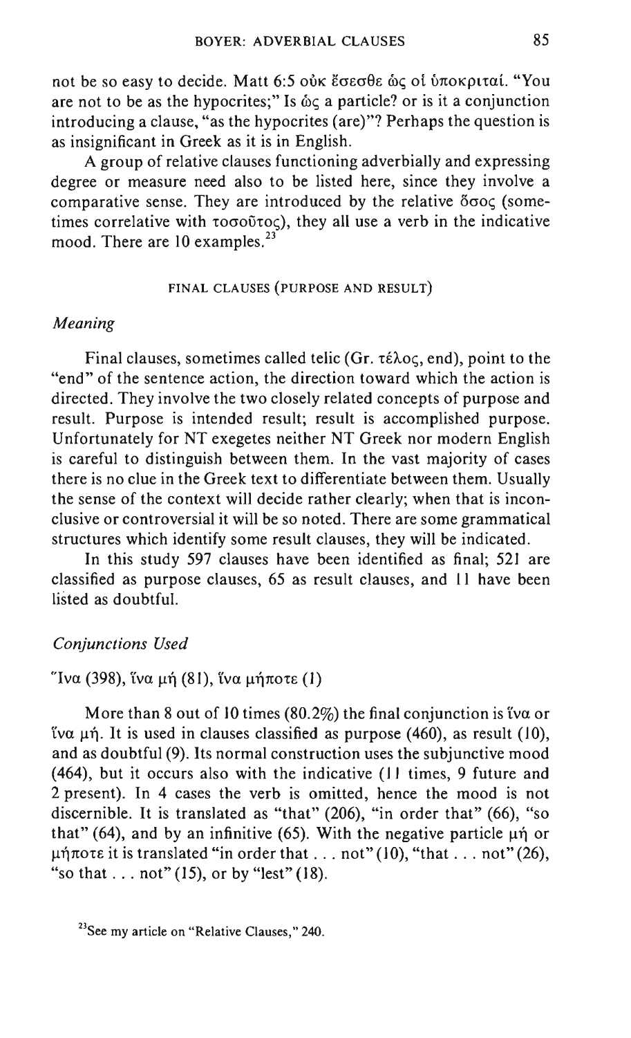not be so easy to decide. Matt 6:5 οὐκ ἔσεσθε ὡς οἱ ὑποκριταί. "You are not to be as the hypocrites;" Is ὡς a particle? or is it a conjunction introducing a clause, "as the hypocrites (are)"? Perhaps the question is as insignificant in Greek as it is in English.

A group of relative clauses functioning adverbially and expressing degree or measure need also to be listed here, since they involve a comparative sense. They are introduced by the relative ὅσος (sometimes correlative with τοσοῦτος), they all use a verb in the indicative mood. There are 10 examples.[23]

## FINAL CLAUSES (PURPOSE AND RESULT)

### *Meaning*

Final clauses, sometimes called telic (Gr. τέλος, end), point to the "end" of the sentence action, the direction toward which the action is directed. They involve the two closely related concepts of purpose and result. Purpose is intended result; result is accomplished purpose. Unfortunately for NT exegetes neither NT Greek nor modern English is careful to distinguish between them. In the vast majority of cases there is no clue in the Greek text to differentiate between them. Usually the sense of the context will decide rather clearly; when that is inconclusive or controversial it will be so noted. There are some grammatical structures which identify some result clauses, they will be indicated.

In this study 597 clauses have been identified as final; 521 are classified as purpose clauses, 65 as result clauses, and 11 have been listed as doubtful.

### *Conjunctions Used*

Ἵνα (398), ἵνα μή (81), ἵνα μήποτε (1)

More than 8 out of 10 times (80.2%) the final conjunction is ἵνα or ἵνα μή. It is used in clauses classified as purpose (460), as result (10), and as doubtful (9). Its normal construction uses the subjunctive mood (464), but it occurs also with the indicative (11 times, 9 future and 2 present). In 4 cases the verb is omitted, hence the mood is not discernible. It is translated as "that" (206), "in order that" (66), "so that" (64), and by an infinitive (65). With the negative particle μή or μήποτε it is translated "in order that . . . not" (10), "that . . . not" (26), "so that . . . not" (15), or by "lest" (18).

[23] See my article on "Relative Clauses," 240.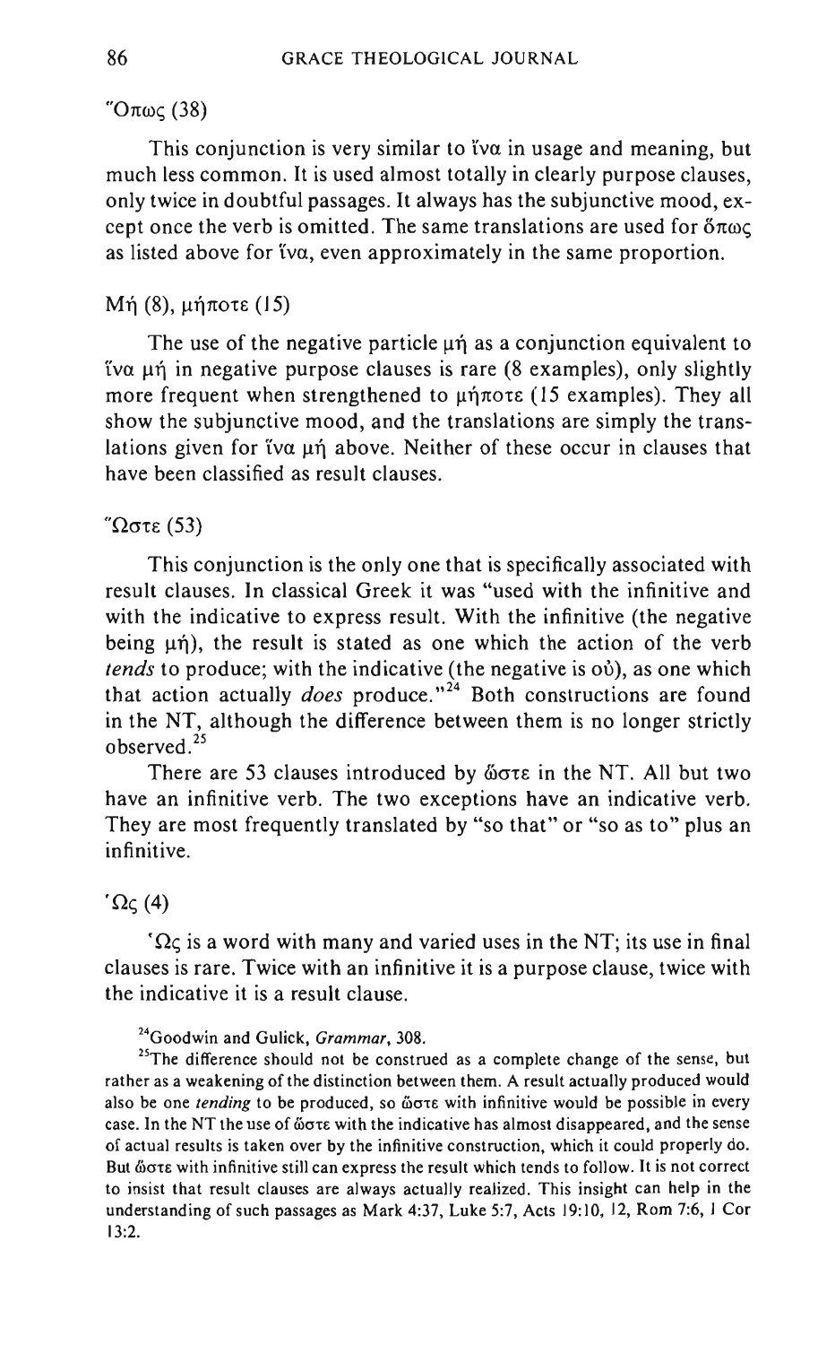### Ὅπως (38)

This conjunction is very similar to ἵνα in usage and meaning, but much less common. It is used almost totally in clearly purpose clauses, only twice in doubtful passages. It always has the subjunctive mood, except once the verb is omitted. The same translations are used for ὅπως as listed above for ἵνα, even approximately in the same proportion.

### Μή (8), μήποτε (15)

The use of the negative particle μή as a conjunction equivalent to ἵνα μή in negative purpose clauses is rare (8 examples), only slightly more frequent when strengthened to μήποτε (15 examples). They all show the subjunctive mood, and the translations are simply the translations given for ἵνα μή above. Neither of these occur in clauses that have been classified as result clauses.

### Ὥστε (53)

This conjunction is the only one that is specifically associated with result clauses. In classical Greek it was "used with the infinitive and with the indicative to express result. With the infinitive (the negative being μή), the result is stated as one which the action of the verb *tends* to produce; with the indicative (the negative is οὐ), as one which that action actually *does* produce."[24] Both constructions are found in the NT, although the difference between them is no longer strictly observed.[25]

There are 53 clauses introduced by ὥστε in the NT. All but two have an infinitive verb. The two exceptions have an indicative verb. They are most frequently translated by "so that" or "so as to" plus an infinitive.

### Ὡς (4)

Ὡς is a word with many and varied uses in the NT; its use in final clauses is rare. Twice with an infinitive it is a purpose clause, twice with the indicative it is a result clause.

[24] Goodwin and Gulick, *Grammar*, 308.

[25] The difference should not be construed as a complete change of the sense, but rather as a weakening of the distinction between them. A result actually produced would also be one *tending* to be produced, so ὥστε with infinitive would be possible in every case. In the NT the use of ὥστε with the indicative has almost disappeared, and the sense of actual results is taken over by the infinitive construction, which it could properly do. But ὥστε with infinitive still can express the result which tends to follow. It is not correct to insist that result clauses are always actually realized. This insight can help in the understanding of such passages as Mark 4:37, Luke 5:7, Acts 19:10, 12, Rom 7:6, 1 Cor 13:2.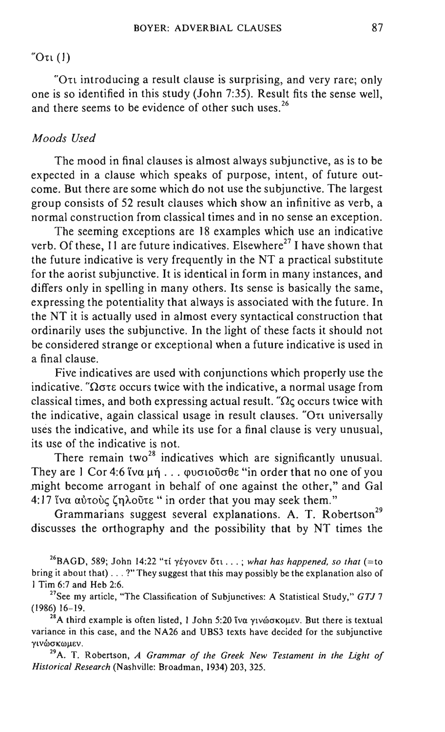### Ὅτι (1)

Ὅτι introducing a result clause is surprising, and very rare; only one is so identified in this study (John 7:35). Result fits the sense well, and there seems to be evidence of other such uses.[26]

### *Moods Used*

The mood in final clauses is almost always subjunctive, as is to be expected in a clause which speaks of purpose, intent, of future outcome. But there are some which do not use the subjunctive. The largest group consists of 52 result clauses which show an infinitive as verb, a normal construction from classical times and in no sense an exception.

The seeming exceptions are 18 examples which use an indicative verb. Of these, 11 are future indicatives. Elsewhere[27] I have shown that the future indicative is very frequently in the NT a practical substitute for the aorist subjunctive. It is identical in form in many instances, and differs only in spelling in many others. Its sense is basically the same, expressing the potentiality that always is associated with the future. In the NT it is actually used in almost every syntactical construction that ordinarily uses the subjunctive. In the light of these facts it should not be considered strange or exceptional when a future indicative is used in a final clause.

Five indicatives are used with conjunctions which properly use the indicative. Ὥστε occurs twice with the indicative, a normal usage from classical times, and both expressing actual result. Ὡς occurs twice with the indicative, again classical usage in result clauses. Ὅτι universally uses the indicative, and while its use for a final clause is very unusual, its use of the indicative is not.

There remain two[28] indicatives which are significantly unusual. They are 1 Cor 4:6 ἵνα μὴ . . . φυσιοῦσθε "in order that no one of you might become arrogant in behalf of one against the other," and Gal 4:17 ἵνα αὐτοὺς ζηλοῦτε " in order that you may seek them."

Grammarians suggest several explanations. A. T. Robertson[29] discusses the orthography and the possibility that by NT times the

---

[26] BAGD, 589; John 14:22 "τί γέγονεν ὅτι . . . ; *what has happened, so that* (=to bring it about that) . . . ?" They suggest that this may possibly be the explanation also of 1 Tim 6:7 and Heb 2:6.

[27] See my article, "The Classification of Subjunctives: A Statistical Study," *GTJ* 7 (1986) 16–19.

[28] A third example is often listed, 1 John 5:20 ἵνα γινώσκομεν. But there is textual variance in this case, and the NA26 and UBS3 texts have decided for the subjunctive γινώσκωμεν.

[29] A. T. Robertson, *A Grammar of the Greek New Testament in the Light of Historical Research* (Nashville: Broadman, 1934) 203, 325.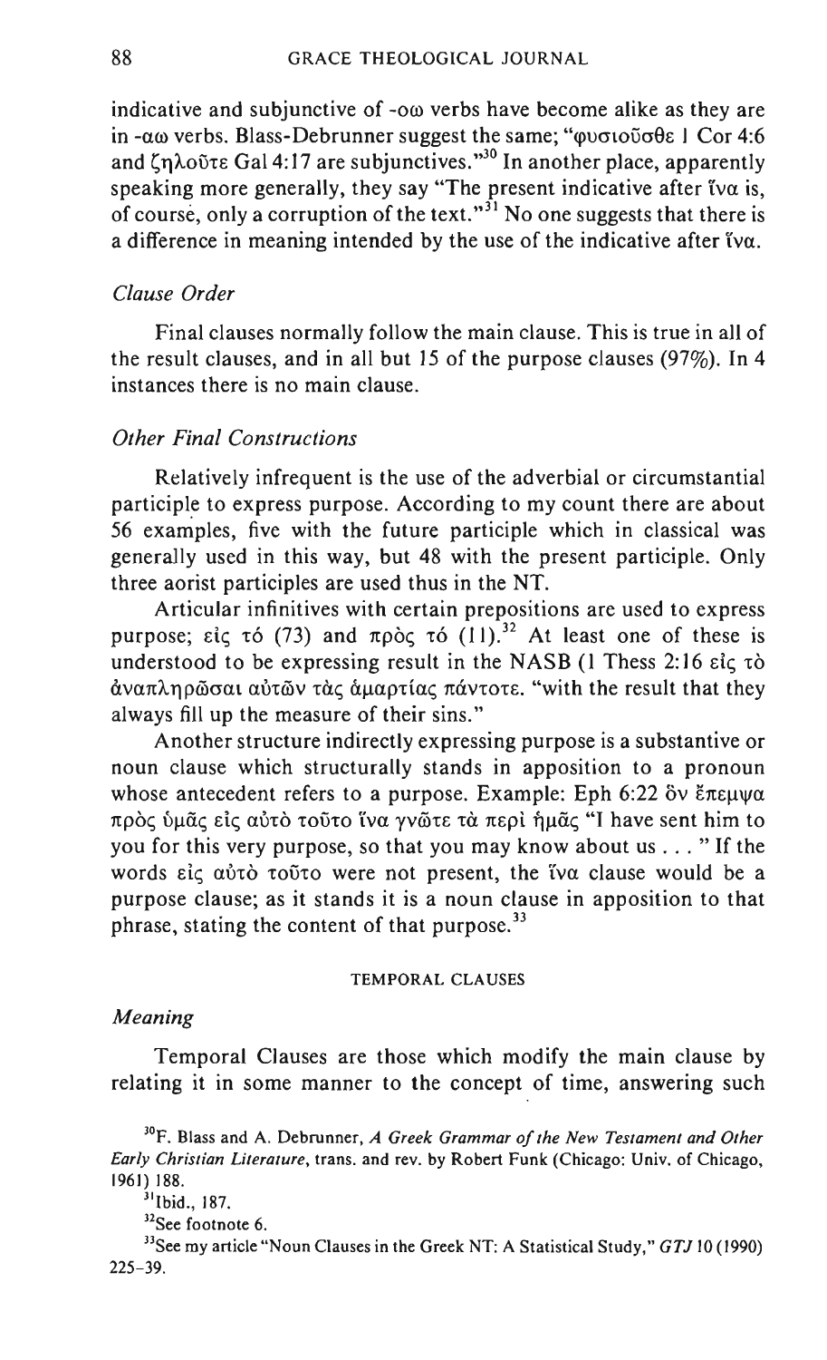indicative and subjunctive of -οω verbs have become alike as they are in -αω verbs. Blass-Debrunner suggest the same; "φυσιοῦσθε 1 Cor 4:6 and ζηλοῦτε Gal 4:17 are subjunctives."[30] In another place, apparently speaking more generally, they say "The present indicative after ἵνα is, of course, only a corruption of the text."[31] No one suggests that there is a difference in meaning intended by the use of the indicative after ἵνα.

### *Clause Order*

Final clauses normally follow the main clause. This is true in all of the result clauses, and in all but 15 of the purpose clauses (97%). In 4 instances there is no main clause.

### *Other Final Constructions*

Relatively infrequent is the use of the adverbial or circumstantial participle to express purpose. According to my count there are about 56 examples, five with the future participle which in classical was generally used in this way, but 48 with the present participle. Only three aorist participles are used thus in the NT.

Articular infinitives with certain prepositions are used to express purpose; εἰς τό (73) and πρὸς τό (11).[32] At least one of these is understood to be expressing result in the NASB (1 Thess 2:16 εἰς τὸ ἀναπληρῶσαι αὐτῶν τὰς ἁμαρτίας πάντοτε. "with the result that they always fill up the measure of their sins."

Another structure indirectly expressing purpose is a substantive or noun clause which structurally stands in apposition to a pronoun whose antecedent refers to a purpose. Example: Eph 6:22 ὃν ἔπεμψα πρὸς ὑμᾶς εἰς αὐτὸ τοῦτο ἵνα γνῶτε τὰ περὶ ἡμᾶς "I have sent him to you for this very purpose, so that you may know about us . . . " If the words εἰς αὐτὸ τοῦτο were not present, the ἵνα clause would be a purpose clause; as it stands it is a noun clause in apposition to that phrase, stating the content of that purpose.[33]

## TEMPORAL CLAUSES

### *Meaning*

Temporal Clauses are those which modify the main clause by relating it in some manner to the concept of time, answering such

[30] F. Blass and A. Debrunner, *A Greek Grammar of the New Testament and Other Early Christian Literature*, trans. and rev. by Robert Funk (Chicago: Univ. of Chicago, 1961) 188.

[31] Ibid., 187.

[32] See footnote 6.

[33] See my article "Noun Clauses in the Greek NT: A Statistical Study," *GTJ* 10 (1990) 225–39.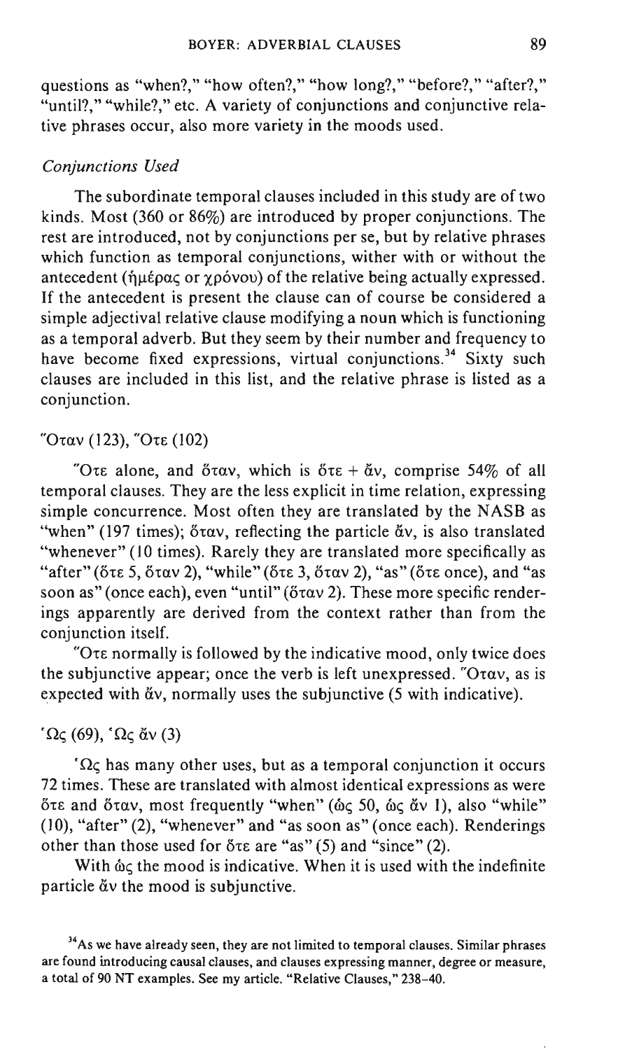questions as "when?," "how often?," "how long?," "before?," "after?," "until?," "while?," etc. A variety of conjunctions and conjunctive relative phrases occur, also more variety in the moods used.

### *Conjunctions Used*

The subordinate temporal clauses included in this study are of two kinds. Most (360 or 86%) are introduced by proper conjunctions. The rest are introduced, not by conjunctions per se, but by relative phrases which function as temporal conjunctions, wither with or without the antecedent (ἡμέρας or χρόνου) of the relative being actually expressed. If the antecedent is present the clause can of course be considered a simple adjectival relative clause modifying a noun which is functioning as a temporal adverb. But they seem by their number and frequency to have become fixed expressions, virtual conjunctions.[34] Sixty such clauses are included in this list, and the relative phrase is listed as a conjunction.

#### Ὅταν (123), Ὅτε (102)

Ὅτε alone, and ὅταν, which is ὅτε + ἄν, comprise 54% of all temporal clauses. They are the less explicit in time relation, expressing simple concurrence. Most often they are translated by the NASB as "when" (197 times); ὅταν, reflecting the particle ἄν, is also translated "whenever" (10 times). Rarely they are translated more specifically as "after" (ὅτε 5, ὅταν 2), "while" (ὅτε 3, ὅταν 2), "as" (ὅτε once), and "as soon as" (once each), even "until" (ὅταν 2). These more specific renderings apparently are derived from the context rather than from the conjunction itself.

Ὅτε normally is followed by the indicative mood, only twice does the subjunctive appear; once the verb is left unexpressed. Ὅταν, as is expected with ἄν, normally uses the subjunctive (5 with indicative).

#### Ὡς (69), Ὡς ἄν (3)

Ὡς has many other uses, but as a temporal conjunction it occurs 72 times. These are translated with almost identical expressions as were ὅτε and ὅταν, most frequently "when" (ὡς 50, ὡς ἄν 1), also "while" (10), "after" (2), "whenever" and "as soon as" (once each). Renderings other than those used for ὅτε are "as" (5) and "since" (2).

With ὡς the mood is indicative. When it is used with the indefinite particle ἄν the mood is subjunctive.

---

[34] As we have already seen, they are not limited to temporal clauses. Similar phrases are found introducing causal clauses, and clauses expressing manner, degree or measure, a total of 90 NT examples. See my article. "Relative Clauses," 238–40.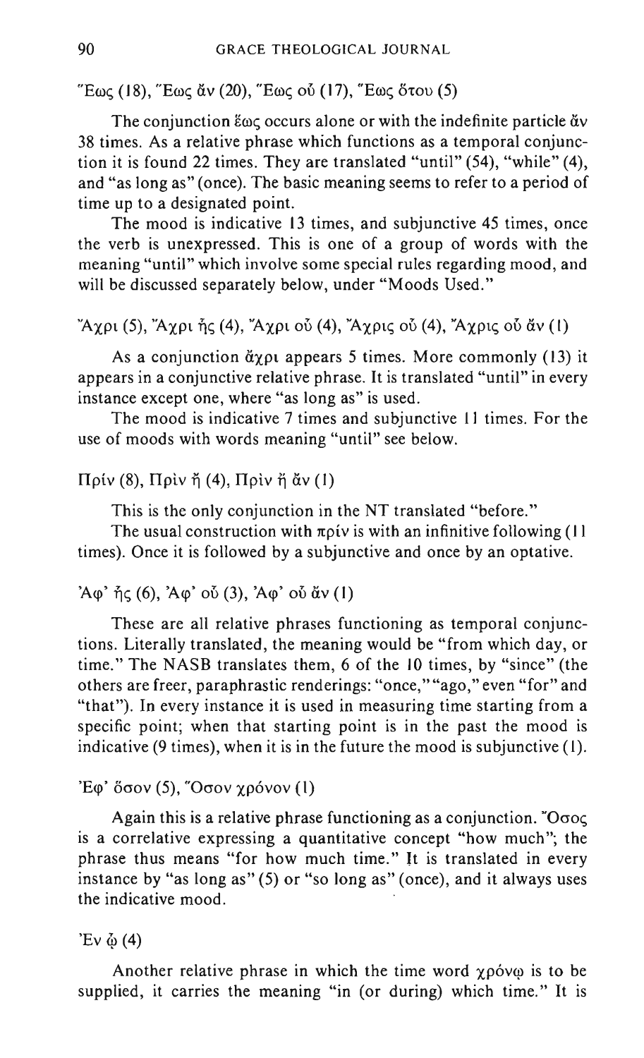Ἕως (18), Ἕως ἄν (20), Ἕως οὗ (17), Ἕως ὅτου (5)

The conjunction ἕως occurs alone or with the indefinite particle ἄν 38 times. As a relative phrase which functions as a temporal conjunction it is found 22 times. They are translated "until" (54), "while" (4), and "as long as" (once). The basic meaning seems to refer to a period of time up to a designated point.

The mood is indicative 13 times, and subjunctive 45 times, once the verb is unexpressed. This is one of a group of words with the meaning "until" which involve some special rules regarding mood, and will be discussed separately below, under "Moods Used."

Ἄχρι (5), Ἄχρι ἧς (4), Ἄχρι οὗ (4), Ἄχρις οὗ (4), Ἄχρις οὗ ἄν (1)

As a conjunction ἄχρι appears 5 times. More commonly (13) it appears in a conjunctive relative phrase. It is translated "until" in every instance except one, where "as long as" is used.

The mood is indicative 7 times and subjunctive 11 times. For the use of moods with words meaning "until" see below.

Πρίν (8), Πρὶν ἤ (4), Πρὶν ἤ ἄν (1)

This is the only conjunction in the NT translated "before."

The usual construction with πρίν is with an infinitive following (11 times). Once it is followed by a subjunctive and once by an optative.

Ἀφ' ἧς (6), Ἀφ' οὗ (3), Ἀφ' οὗ ἄν (1)

These are all relative phrases functioning as temporal conjunctions. Literally translated, the meaning would be "from which day, or time." The NASB translates them, 6 of the 10 times, by "since" (the others are freer, paraphrastic renderings: "once," "ago," even "for" and "that"). In every instance it is used in measuring time starting from a specific point; when that starting point is in the past the mood is indicative (9 times), when it is in the future the mood is subjunctive (1).

Ἐφ' ὅσον (5), Ὅσον χρόνον (1)

Again this is a relative phrase functioning as a conjunction. Ὅσος is a correlative expressing a quantitative concept "how much"; the phrase thus means "for how much time." It is translated in every instance by "as long as" (5) or "so long as" (once), and it always uses the indicative mood.

Ἐν ᾧ (4)

Another relative phrase in which the time word χρόνῳ is to be supplied, it carries the meaning "in (or during) which time." It is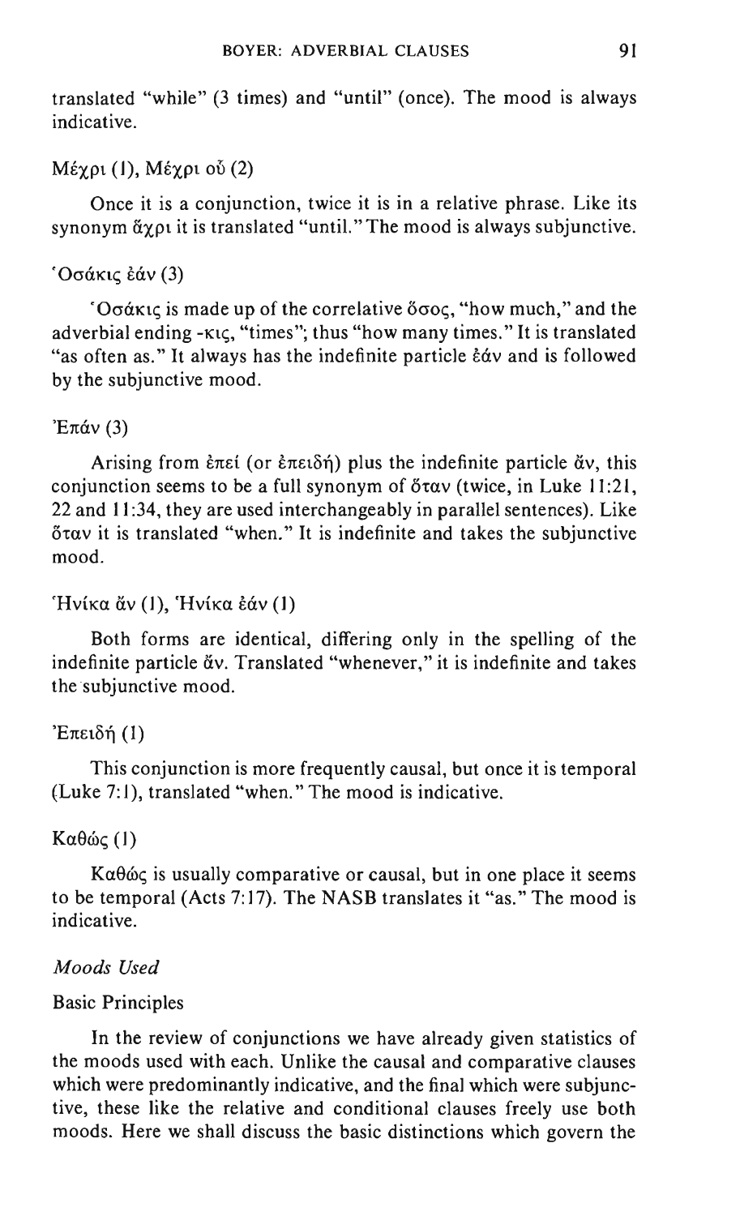translated "while" (3 times) and "until" (once). The mood is always indicative.

Μέχρι (1), Μέχρι οὗ (2)

Once it is a conjunction, twice it is in a relative phrase. Like its synonym ἄχρι it is translated "until." The mood is always subjunctive.

Ὁσάκις ἐάν (3)

Ὁσάκις is made up of the correlative ὅσος, "how much," and the adverbial ending -κις, "times"; thus "how many times." It is translated "as often as." It always has the indefinite particle ἐάν and is followed by the subjunctive mood.

Ἐπάν (3)

Arising from ἐπεί (or ἐπειδή) plus the indefinite particle ἄν, this conjunction seems to be a full synonym of ὅταν (twice, in Luke 11:21, 22 and 11:34, they are used interchangeably in parallel sentences). Like ὅταν it is translated "when." It is indefinite and takes the subjunctive mood.

Ἡνίκα ἄν (1), Ἡνίκα ἐάν (1)

Both forms are identical, differing only in the spelling of the indefinite particle ἄν. Translated "whenever," it is indefinite and takes the subjunctive mood.

Ἐπειδή (1)

This conjunction is more frequently causal, but once it is temporal (Luke 7:1), translated "when." The mood is indicative.

Καθώς (1)

Καθώς is usually comparative or causal, but in one place it seems to be temporal (Acts 7:17). The NASB translates it "as." The mood is indicative.

### *Moods Used*

#### Basic Principles

In the review of conjunctions we have already given statistics of the moods used with each. Unlike the causal and comparative clauses which were predominantly indicative, and the final which were subjunctive, these like the relative and conditional clauses freely use both moods. Here we shall discuss the basic distinctions which govern the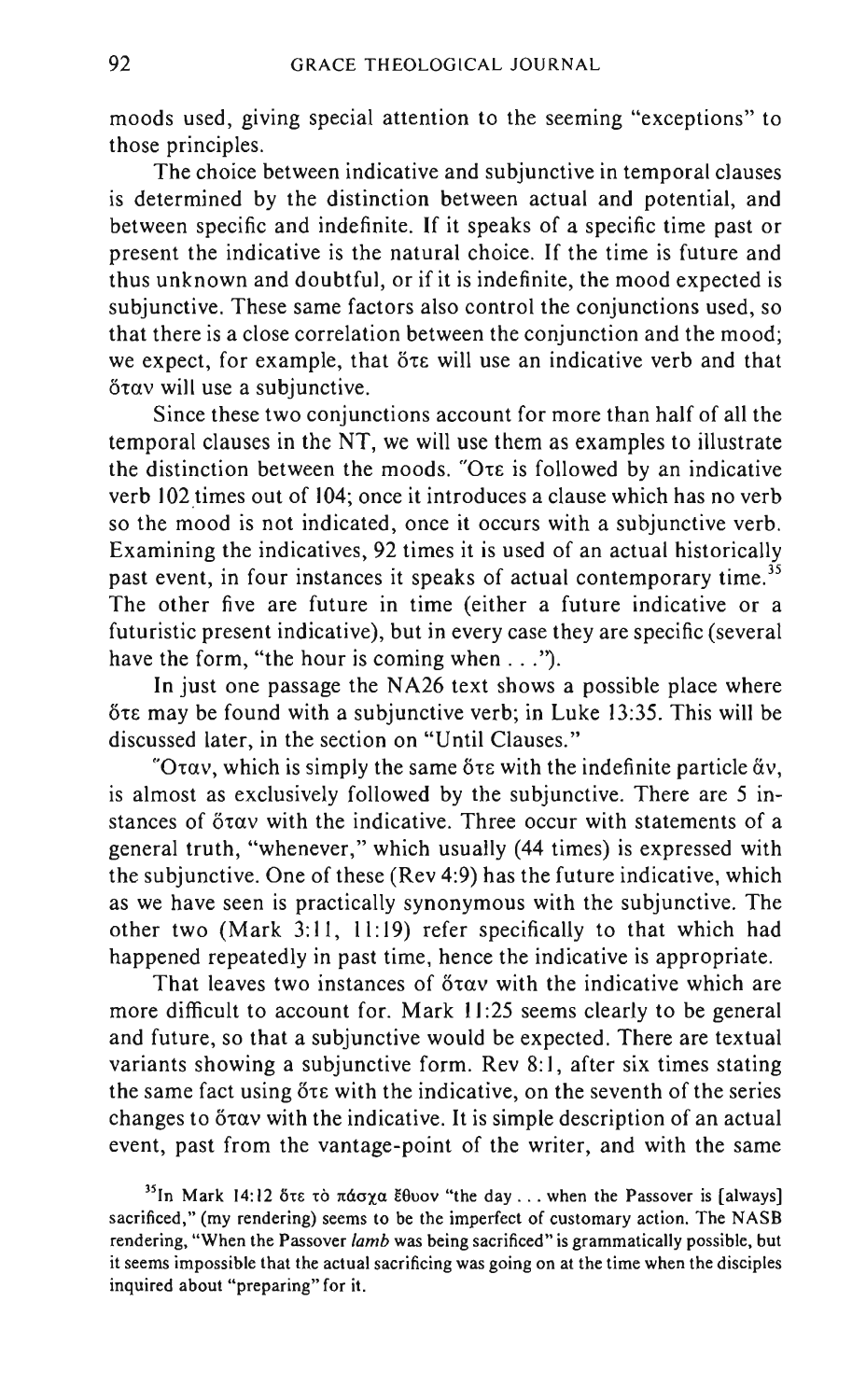moods used, giving special attention to the seeming "exceptions" to those principles.

The choice between indicative and subjunctive in temporal clauses is determined by the distinction between actual and potential, and between specific and indefinite. If it speaks of a specific time past or present the indicative is the natural choice. If the time is future and thus unknown and doubtful, or if it is indefinite, the mood expected is subjunctive. These same factors also control the conjunctions used, so that there is a close correlation between the conjunction and the mood; we expect, for example, that ὅτε will use an indicative verb and that ὅταν will use a subjunctive.

Since these two conjunctions account for more than half of all the temporal clauses in the NT, we will use them as examples to illustrate the distinction between the moods. Ὅτε is followed by an indicative verb 102 times out of 104; once it introduces a clause which has no verb so the mood is not indicated, once it occurs with a subjunctive verb. Examining the indicatives, 92 times it is used of an actual historically past event, in four instances it speaks of actual contemporary time.[35] The other five are future in time (either a future indicative or a futuristic present indicative), but in every case they are specific (several have the form, "the hour is coming when . . .").

In just one passage the NA26 text shows a possible place where ὅτε may be found with a subjunctive verb; in Luke 13:35. This will be discussed later, in the section on "Until Clauses."

Ὅταν, which is simply the same ὅτε with the indefinite particle ἄν, is almost as exclusively followed by the subjunctive. There are 5 instances of ὅταν with the indicative. Three occur with statements of a general truth, "whenever," which usually (44 times) is expressed with the subjunctive. One of these (Rev 4:9) has the future indicative, which as we have seen is practically synonymous with the subjunctive. The other two (Mark 3:11, 11:19) refer specifically to that which had happened repeatedly in past time, hence the indicative is appropriate.

That leaves two instances of ὅταν with the indicative which are more difficult to account for. Mark 11:25 seems clearly to be general and future, so that a subjunctive would be expected. There are textual variants showing a subjunctive form. Rev 8:1, after six times stating the same fact using ὅτε with the indicative, on the seventh of the series changes to ὅταν with the indicative. It is simple description of an actual event, past from the vantage-point of the writer, and with the same

[35]In Mark 14:12 ὅτε τὸ πάσχα ἔθυον "the day . . . when the Passover is [always] sacrificed," (my rendering) seems to be the imperfect of customary action. The NASB rendering, "When the Passover *lamb* was being sacrificed" is grammatically possible, but it seems impossible that the actual sacrificing was going on at the time when the disciples inquired about "preparing" for it.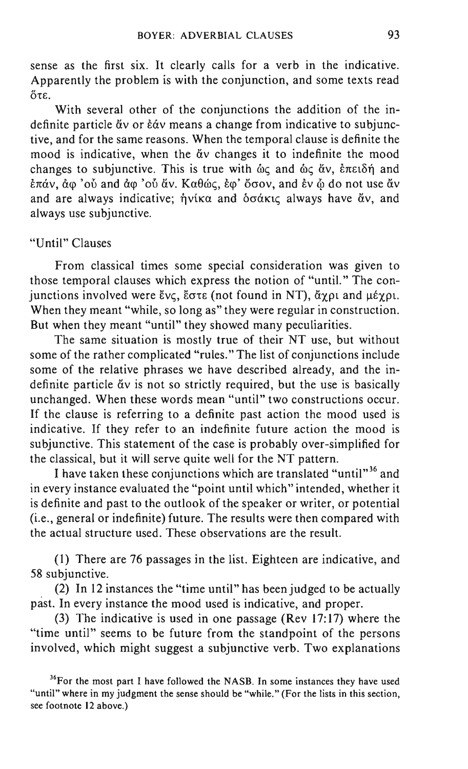sense as the first six. It clearly calls for a verb in the indicative. Apparently the problem is with the conjunction, and some texts read ὅτε.

With several other of the conjunctions the addition of the indefinite particle ἄν or ἐάν means a change from indicative to subjunctive, and for the same reasons. When the temporal clause is definite the mood is indicative, when the ἄν changes it to indefinite the mood changes to subjunctive. This is true with ὡς and ὡς ἄν, ἐπειδή and ἐπάν, ἀφ 'οὗ and ἀφ 'οὗ ἄν. Καθώς, ἐφ' ὅσον, and ἐν ᾧ do not use ἄν and are always indicative; ἡνίκα and ὁσάκις always have ἄν, and always use subjunctive.

## "Until" Clauses

From classical times some special consideration was given to those temporal clauses which express the notion of "until." The conjunctions involved were ἕνς, ἔστε (not found in NT), ἄχρι and μέχρι. When they meant "while, so long as" they were regular in construction. But when they meant "until" they showed many peculiarities.

The same situation is mostly true of their NT use, but without some of the rather complicated "rules." The list of conjunctions include some of the relative phrases we have described already, and the indefinite particle ἄν is not so strictly required, but the use is basically unchanged. When these words mean "until" two constructions occur. If the clause is referring to a definite past action the mood used is indicative. If they refer to an indefinite future action the mood is subjunctive. This statement of the case is probably over-simplified for the classical, but it will serve quite well for the NT pattern.

I have taken these conjunctions which are translated "until"[36] and in every instance evaluated the "point until which" intended, whether it is definite and past to the outlook of the speaker or writer, or potential (i.e., general or indefinite) future. The results were then compared with the actual structure used. These observations are the result.

(1) There are 76 passages in the list. Eighteen are indicative, and 58 subjunctive.

(2) In 12 instances the "time until" has been judged to be actually past. In every instance the mood used is indicative, and proper.

(3) The indicative is used in one passage (Rev 17:17) where the "time until" seems to be future from the standpoint of the persons involved, which might suggest a subjunctive verb. Two explanations

[36]For the most part I have followed the NASB. In some instances they have used "until" where in my judgment the sense should be "while." (For the lists in this section, see footnote 12 above.)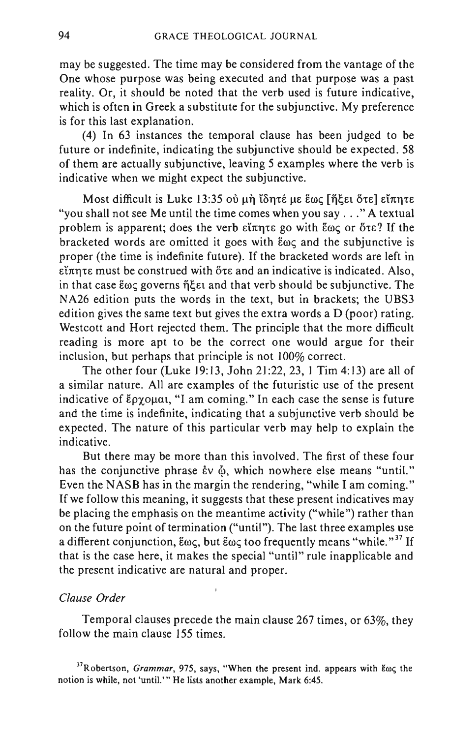may be suggested. The time may be considered from the vantage of the One whose purpose was being executed and that purpose was a past reality. Or, it should be noted that the verb used is future indicative, which is often in Greek a substitute for the subjunctive. My preference is for this last explanation.

(4) In 63 instances the temporal clause has been judged to be future or indefinite, indicating the subjunctive should be expected. 58 of them are actually subjunctive, leaving 5 examples where the verb is indicative when we might expect the subjunctive.

Most difficult is Luke 13:35 οὐ μὴ ἴδητέ με ἕως [ἥξει ὅτε] εἴπητε "you shall not see Me until the time comes when you say . . ." A textual problem is apparent; does the verb εἴπητε go with ἕως or ὅτε? If the bracketed words are omitted it goes with ἕως and the subjunctive is proper (the time is indefinite future). If the bracketed words are left in εἴπητε must be construed with ὅτε and an indicative is indicated. Also, in that case ἕως governs ἥξει and that verb should be subjunctive. The NA26 edition puts the words in the text, but in brackets; the UBS3 edition gives the same text but gives the extra words a D (poor) rating. Westcott and Hort rejected them. The principle that the more difficult reading is more apt to be the correct one would argue for their inclusion, but perhaps that principle is not 100% correct.

The other four (Luke 19:13, John 21:22, 23, 1 Tim 4:13) are all of a similar nature. All are examples of the futuristic use of the present indicative of ἔρχομαι, "I am coming." In each case the sense is future and the time is indefinite, indicating that a subjunctive verb should be expected. The nature of this particular verb may help to explain the indicative.

But there may be more than this involved. The first of these four has the conjunctive phrase ἐν ᾧ, which nowhere else means "until." Even the NASB has in the margin the rendering, "while I am coming." If we follow this meaning, it suggests that these present indicatives may be placing the emphasis on the meantime activity ("while") rather than on the future point of termination ("until"). The last three examples use a different conjunction, ἕως, but ἕως too frequently means "while."[37] If that is the case here, it makes the special "until" rule inapplicable and the present indicative are natural and proper.

*Clause Order*

Temporal clauses precede the main clause 267 times, or 63%, they follow the main clause 155 times.

[37] Robertson, *Grammar*, 975, says, "When the present ind. appears with ἕως the notion is while, not 'until.'" He lists another example, Mark 6:45.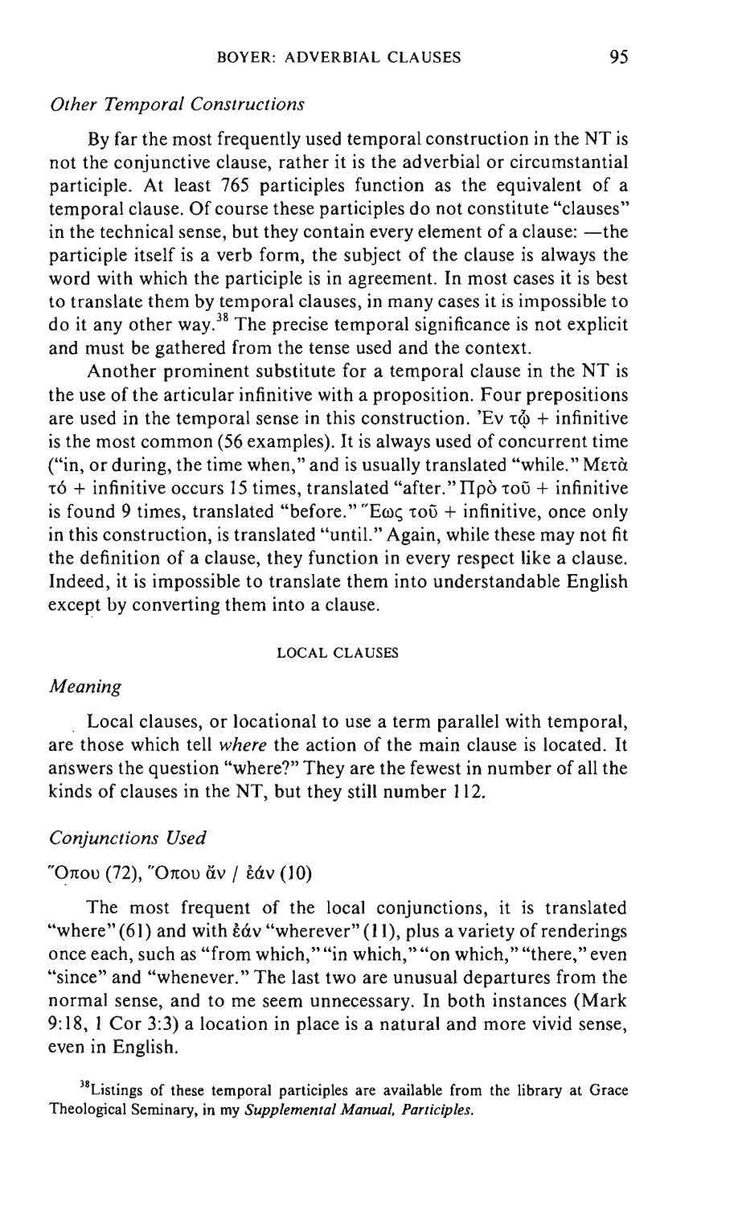*Other Temporal Constructions*

By far the most frequently used temporal construction in the NT is not the conjunctive clause, rather it is the adverbial or circumstantial participle. At least 765 participles function as the equivalent of a temporal clause. Of course these participles do not constitute "clauses" in the technical sense, but they contain every element of a clause: —the participle itself is a verb form, the subject of the clause is always the word with which the participle is in agreement. In most cases it is best to translate them by temporal clauses, in many cases it is impossible to do it any other way.[38] The precise temporal significance is not explicit and must be gathered from the tense used and the context.

Another prominent substitute for a temporal clause in the NT is the use of the articular infinitive with a proposition. Four prepositions are used in the temporal sense in this construction. Ἐν τῷ + infinitive is the most common (56 examples). It is always used of concurrent time ("in, or during, the time when," and is usually translated "while." Μετὰ τό + infinitive occurs 15 times, translated "after." Πρὸ τοῦ + infinitive is found 9 times, translated "before." Ἕως τοῦ + infinitive, once only in this construction, is translated "until." Again, while these may not fit the definition of a clause, they function in every respect like a clause. Indeed, it is impossible to translate them into understandable English except by converting them into a clause.

## LOCAL CLAUSES

*Meaning*

Local clauses, or locational to use a term parallel with temporal, are those which tell *where* the action of the main clause is located. It answers the question "where?" They are the fewest in number of all the kinds of clauses in the NT, but they still number 112.

*Conjunctions Used*

Ὅπου (72), Ὅπου ἄν / ἐάν (10)

The most frequent of the local conjunctions, it is translated "where" (61) and with ἐάν "wherever" (11), plus a variety of renderings once each, such as "from which," "in which," "on which," "there," even "since" and "whenever." The last two are unusual departures from the normal sense, and to me seem unnecessary. In both instances (Mark 9:18, 1 Cor 3:3) a location in place is a natural and more vivid sense, even in English.

[38] Listings of these temporal participles are available from the library at Grace Theological Seminary, in my *Supplemental Manual, Participles.*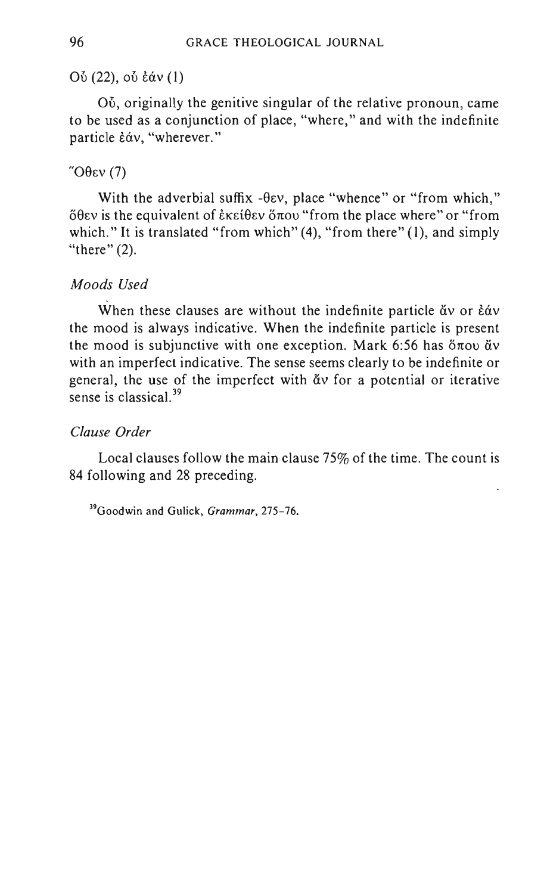Οὗ (22), οὗ ἐάν (1)

Οὗ, originally the genitive singular of the relative pronoun, came to be used as a conjunction of place, "where," and with the indefinite particle ἐάν, "wherever."

Ὅθεν (7)

With the adverbial suffix -θεν, place "whence" or "from which," ὅθεν is the equivalent of ἐκεῖθεν ὅπου "from the place where" or "from which." It is translated "from which" (4), "from there" (1), and simply "there" (2).

*Moods Used*

When these clauses are without the indefinite particle ἄν or ἐάν the mood is always indicative. When the indefinite particle is present the mood is subjunctive with one exception. Mark 6:56 has ὅπου ἄν with an imperfect indicative. The sense seems clearly to be indefinite or general, the use of the imperfect with ἄν for a potential or iterative sense is classical.[39]

*Clause Order*

Local clauses follow the main clause 75% of the time. The count is 84 following and 28 preceding.

[39]Goodwin and Gulick, *Grammar*, 275–76.